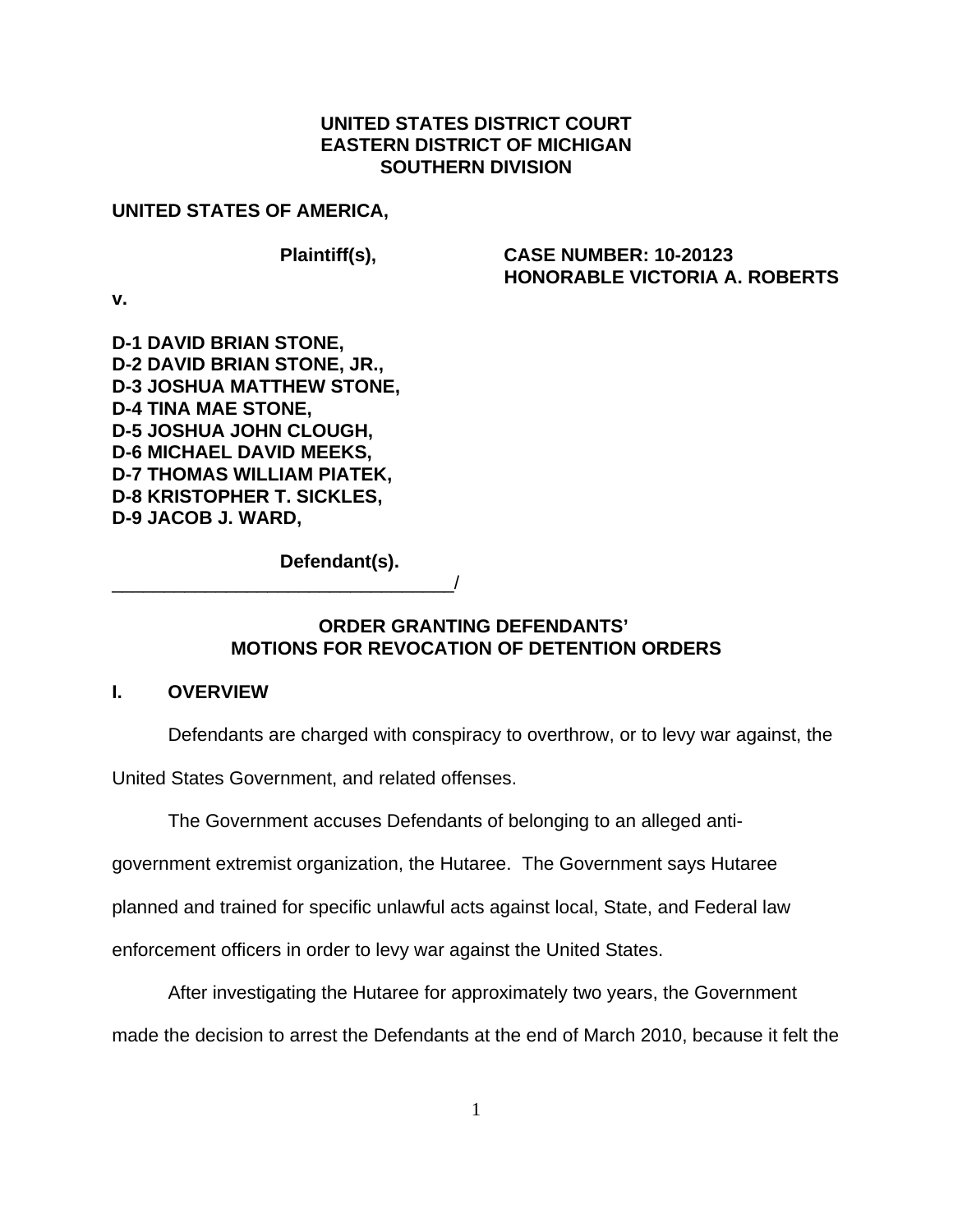**UNITED STATES DISTRICT COURT**
**EASTERN DISTRICT OF MICHIGAN**
**SOUTHERN DIVISION**

**UNITED STATES OF AMERICA,**

**Plaintiff(s),** **CASE NUMBER: 10-20123**
**HONORABLE VICTORIA A. ROBERTS**

**v.**

**D-1 DAVID BRIAN STONE,**
**D-2 DAVID BRIAN STONE, JR.,**
**D-3 JOSHUA MATTHEW STONE,**
**D-4 TINA MAE STONE,**
**D-5 JOSHUA JOHN CLOUGH,**
**D-6 MICHAEL DAVID MEEKS,**
**D-7 THOMAS WILLIAM PIATEK,**
**D-8 KRISTOPHER T. SICKLES,**
**D-9 JACOB J. WARD,**

**Defendant(s).**
________________________________/

**ORDER GRANTING DEFENDANTS' MOTIONS FOR REVOCATION OF DETENTION ORDERS**

## I. OVERVIEW

Defendants are charged with conspiracy to overthrow, or to levy war against, the United States Government, and related offenses.

The Government accuses Defendants of belonging to an alleged anti-government extremist organization, the Hutaree. The Government says Hutaree planned and trained for specific unlawful acts against local, State, and Federal law enforcement officers in order to levy war against the United States.

After investigating the Hutaree for approximately two years, the Government made the decision to arrest the Defendants at the end of March 2010, because it felt the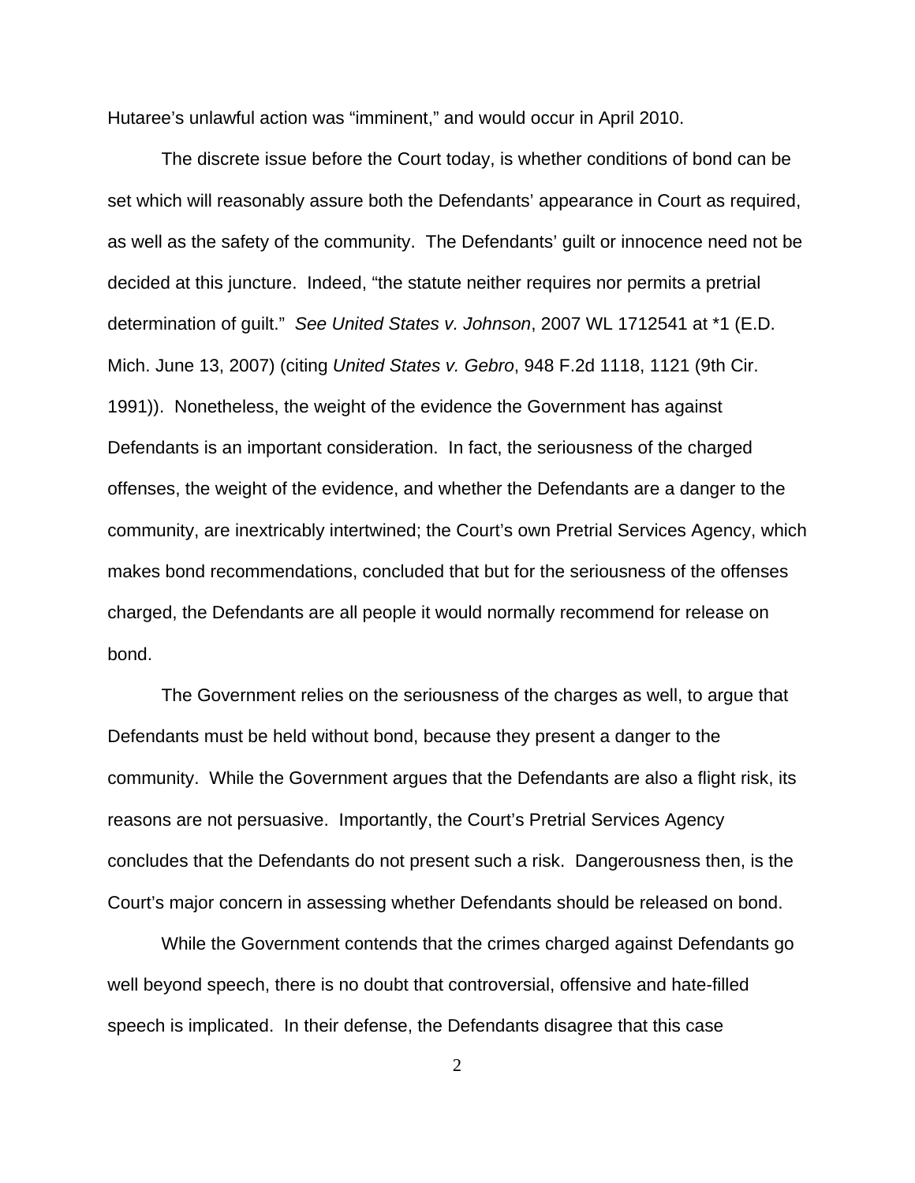Hutaree's unlawful action was "imminent," and would occur in April 2010.

The discrete issue before the Court today, is whether conditions of bond can be set which will reasonably assure both the Defendants' appearance in Court as required, as well as the safety of the community. The Defendants' guilt or innocence need not be decided at this juncture. Indeed, "the statute neither requires nor permits a pretrial determination of guilt." *See United States v. Johnson*, 2007 WL 1712541 at *1 (E.D. Mich. June 13, 2007) (citing *United States v. Gebro*, 948 F.2d 1118, 1121 (9th Cir. 1991)). Nonetheless, the weight of the evidence the Government has against Defendants is an important consideration. In fact, the seriousness of the charged offenses, the weight of the evidence, and whether the Defendants are a danger to the community, are inextricably intertwined; the Court's own Pretrial Services Agency, which makes bond recommendations, concluded that but for the seriousness of the offenses charged, the Defendants are all people it would normally recommend for release on bond.

The Government relies on the seriousness of the charges as well, to argue that Defendants must be held without bond, because they present a danger to the community. While the Government argues that the Defendants are also a flight risk, its reasons are not persuasive. Importantly, the Court's Pretrial Services Agency concludes that the Defendants do not present such a risk. Dangerousness then, is the Court's major concern in assessing whether Defendants should be released on bond.

While the Government contends that the crimes charged against Defendants go well beyond speech, there is no doubt that controversial, offensive and hate-filled speech is implicated. In their defense, the Defendants disagree that this case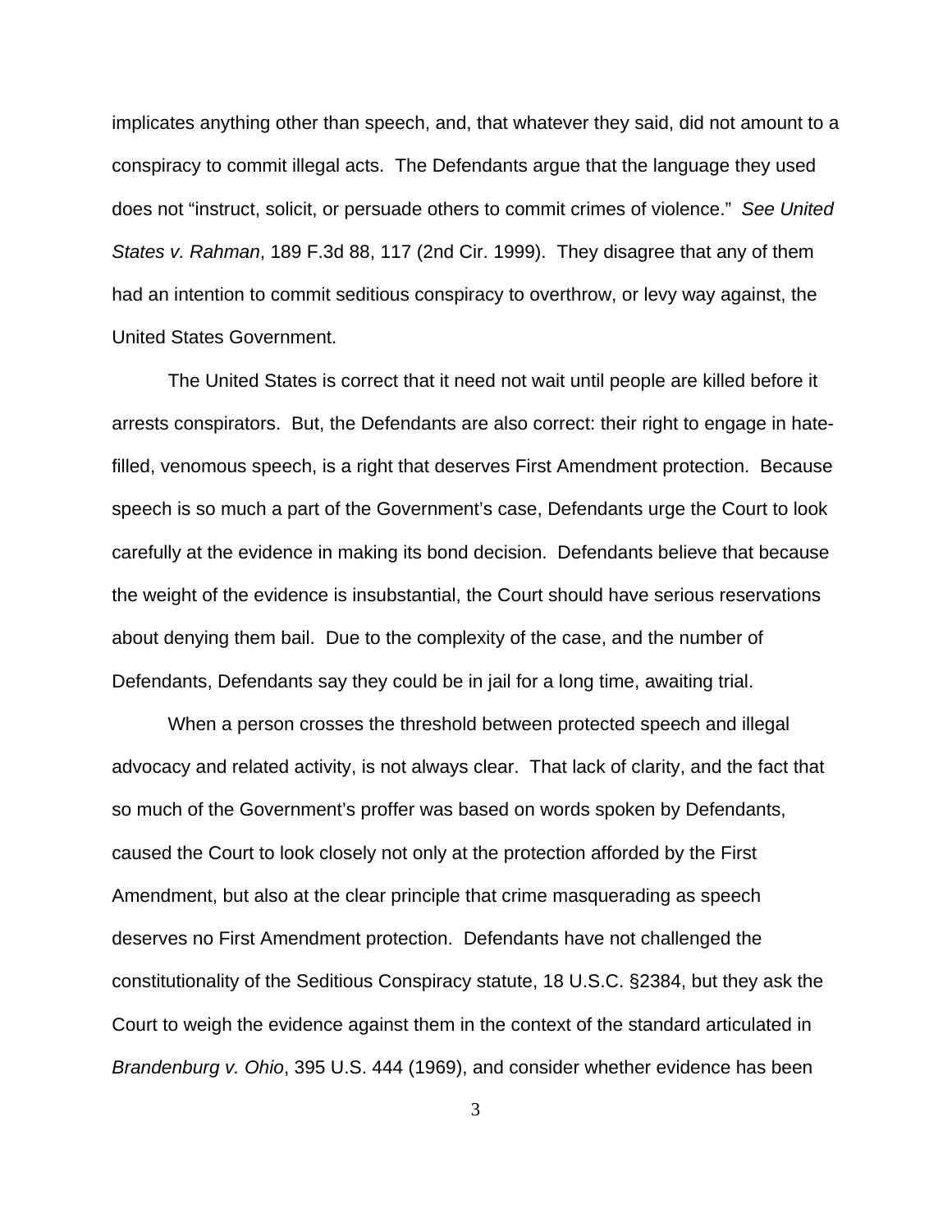implicates anything other than speech, and, that whatever they said, did not amount to a conspiracy to commit illegal acts. The Defendants argue that the language they used does not "instruct, solicit, or persuade others to commit crimes of violence." *See United States v. Rahman*, 189 F.3d 88, 117 (2nd Cir. 1999). They disagree that any of them had an intention to commit seditious conspiracy to overthrow, or levy way against, the United States Government.

The United States is correct that it need not wait until people are killed before it arrests conspirators. But, the Defendants are also correct: their right to engage in hate-filled, venomous speech, is a right that deserves First Amendment protection. Because speech is so much a part of the Government's case, Defendants urge the Court to look carefully at the evidence in making its bond decision. Defendants believe that because the weight of the evidence is insubstantial, the Court should have serious reservations about denying them bail. Due to the complexity of the case, and the number of Defendants, Defendants say they could be in jail for a long time, awaiting trial.

When a person crosses the threshold between protected speech and illegal advocacy and related activity, is not always clear. That lack of clarity, and the fact that so much of the Government's proffer was based on words spoken by Defendants, caused the Court to look closely not only at the protection afforded by the First Amendment, but also at the clear principle that crime masquerading as speech deserves no First Amendment protection. Defendants have not challenged the constitutionality of the Seditious Conspiracy statute, 18 U.S.C. §2384, but they ask the Court to weigh the evidence against them in the context of the standard articulated in *Brandenburg v. Ohio*, 395 U.S. 444 (1969), and consider whether evidence has been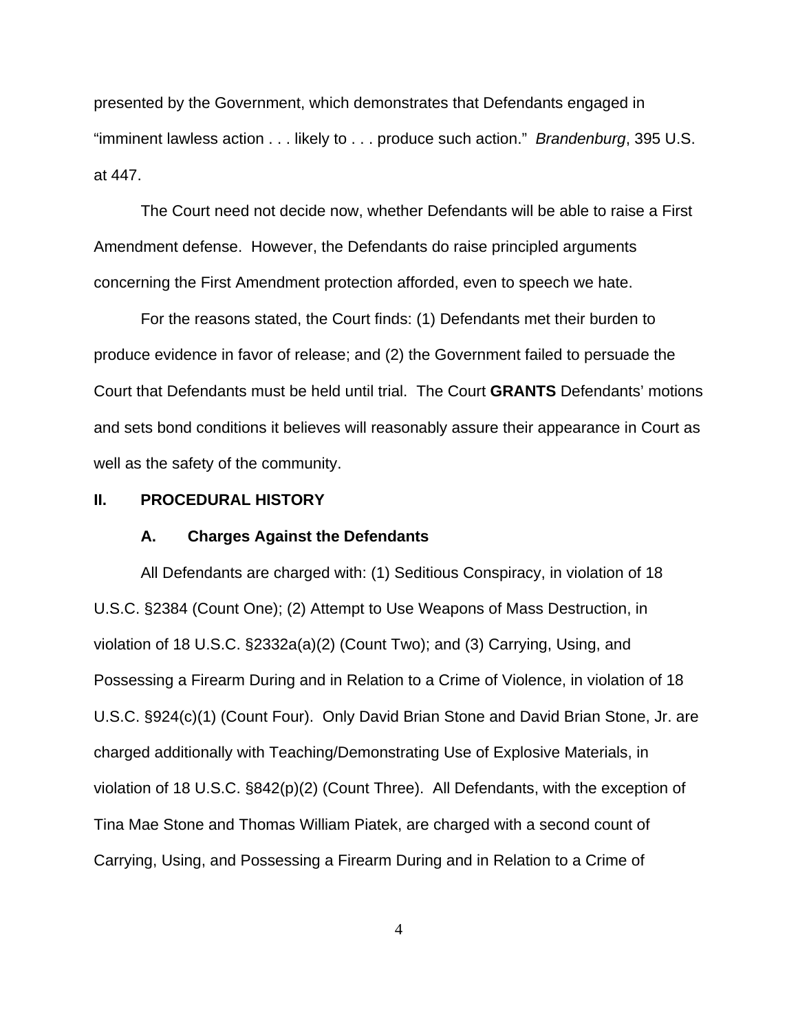presented by the Government, which demonstrates that Defendants engaged in "imminent lawless action . . . likely to . . . produce such action." *Brandenburg*, 395 U.S. at 447.

The Court need not decide now, whether Defendants will be able to raise a First Amendment defense. However, the Defendants do raise principled arguments concerning the First Amendment protection afforded, even to speech we hate.

For the reasons stated, the Court finds: (1) Defendants met their burden to produce evidence in favor of release; and (2) the Government failed to persuade the Court that Defendants must be held until trial. The Court **GRANTS** Defendants' motions and sets bond conditions it believes will reasonably assure their appearance in Court as well as the safety of the community.

## II. PROCEDURAL HISTORY

### A. Charges Against the Defendants

All Defendants are charged with: (1) Seditious Conspiracy, in violation of 18 U.S.C. §2384 (Count One); (2) Attempt to Use Weapons of Mass Destruction, in violation of 18 U.S.C. §2332a(a)(2) (Count Two); and (3) Carrying, Using, and Possessing a Firearm During and in Relation to a Crime of Violence, in violation of 18 U.S.C. §924(c)(1) (Count Four). Only David Brian Stone and David Brian Stone, Jr. are charged additionally with Teaching/Demonstrating Use of Explosive Materials, in violation of 18 U.S.C. §842(p)(2) (Count Three). All Defendants, with the exception of Tina Mae Stone and Thomas William Piatek, are charged with a second count of Carrying, Using, and Possessing a Firearm During and in Relation to a Crime of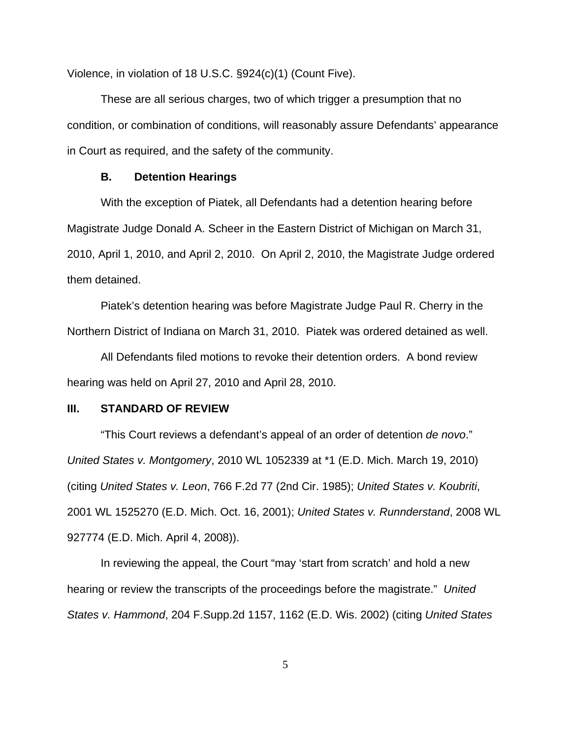Violence, in violation of 18 U.S.C. §924(c)(1) (Count Five).

These are all serious charges, two of which trigger a presumption that no condition, or combination of conditions, will reasonably assure Defendants' appearance in Court as required, and the safety of the community.

### B. Detention Hearings

With the exception of Piatek, all Defendants had a detention hearing before Magistrate Judge Donald A. Scheer in the Eastern District of Michigan on March 31, 2010, April 1, 2010, and April 2, 2010. On April 2, 2010, the Magistrate Judge ordered them detained.

Piatek's detention hearing was before Magistrate Judge Paul R. Cherry in the Northern District of Indiana on March 31, 2010. Piatek was ordered detained as well.

All Defendants filed motions to revoke their detention orders. A bond review hearing was held on April 27, 2010 and April 28, 2010.

## III. STANDARD OF REVIEW

"This Court reviews a defendant's appeal of an order of detention *de novo*." *United States v. Montgomery*, 2010 WL 1052339 at *1 (E.D. Mich. March 19, 2010) (citing *United States v. Leon*, 766 F.2d 77 (2nd Cir. 1985); *United States v. Koubriti*, 2001 WL 1525270 (E.D. Mich. Oct. 16, 2001); *United States v. Runnderstand*, 2008 WL 927774 (E.D. Mich. April 4, 2008)).

In reviewing the appeal, the Court "may 'start from scratch' and hold a new hearing or review the transcripts of the proceedings before the magistrate." *United States v. Hammond*, 204 F.Supp.2d 1157, 1162 (E.D. Wis. 2002) (citing *United States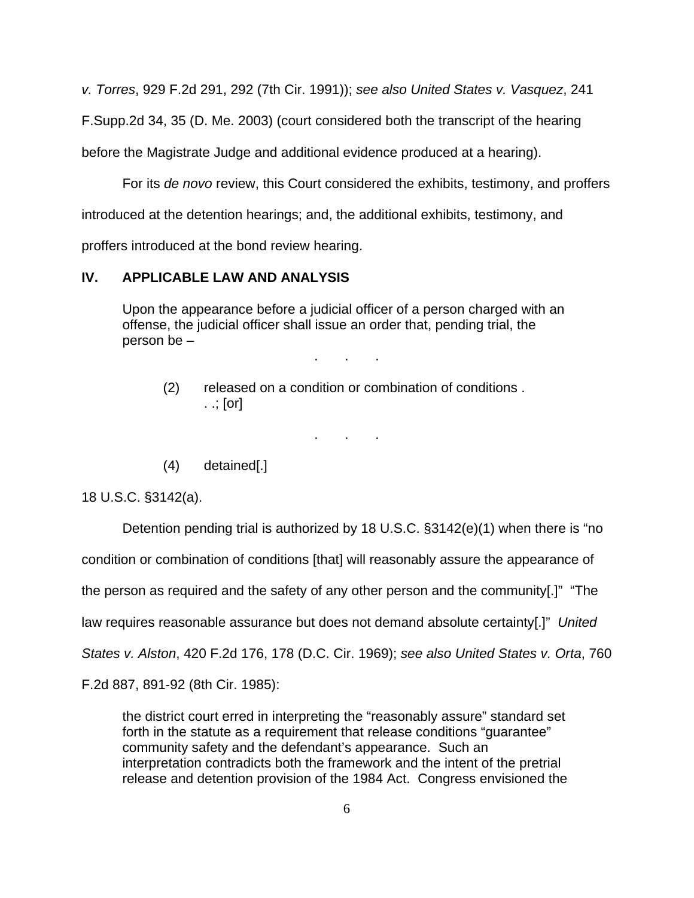*v. Torres*, 929 F.2d 291, 292 (7th Cir. 1991)); *see also United States v. Vasquez*, 241 F.Supp.2d 34, 35 (D. Me. 2003) (court considered both the transcript of the hearing before the Magistrate Judge and additional evidence produced at a hearing).

For its *de novo* review, this Court considered the exhibits, testimony, and proffers introduced at the detention hearings; and, the additional exhibits, testimony, and proffers introduced at the bond review hearing.

## IV. APPLICABLE LAW AND ANALYSIS

> Upon the appearance before a judicial officer of a person charged with an offense, the judicial officer shall issue an order that, pending trial, the person be –
>
> . . .
>
> (2) released on a condition or combination of conditions . . .; [or]
>
> . . .
>
> (4) detained[.]

18 U.S.C. §3142(a).

Detention pending trial is authorized by 18 U.S.C. §3142(e)(1) when there is "no condition or combination of conditions [that] will reasonably assure the appearance of the person as required and the safety of any other person and the community[.]" "The law requires reasonable assurance but does not demand absolute certainty[.]" *United States v. Alston*, 420 F.2d 176, 178 (D.C. Cir. 1969); *see also United States v. Orta*, 760 F.2d 887, 891-92 (8th Cir. 1985):

> the district court erred in interpreting the "reasonably assure" standard set forth in the statute as a requirement that release conditions "guarantee" community safety and the defendant's appearance. Such an interpretation contradicts both the framework and the intent of the pretrial release and detention provision of the 1984 Act. Congress envisioned the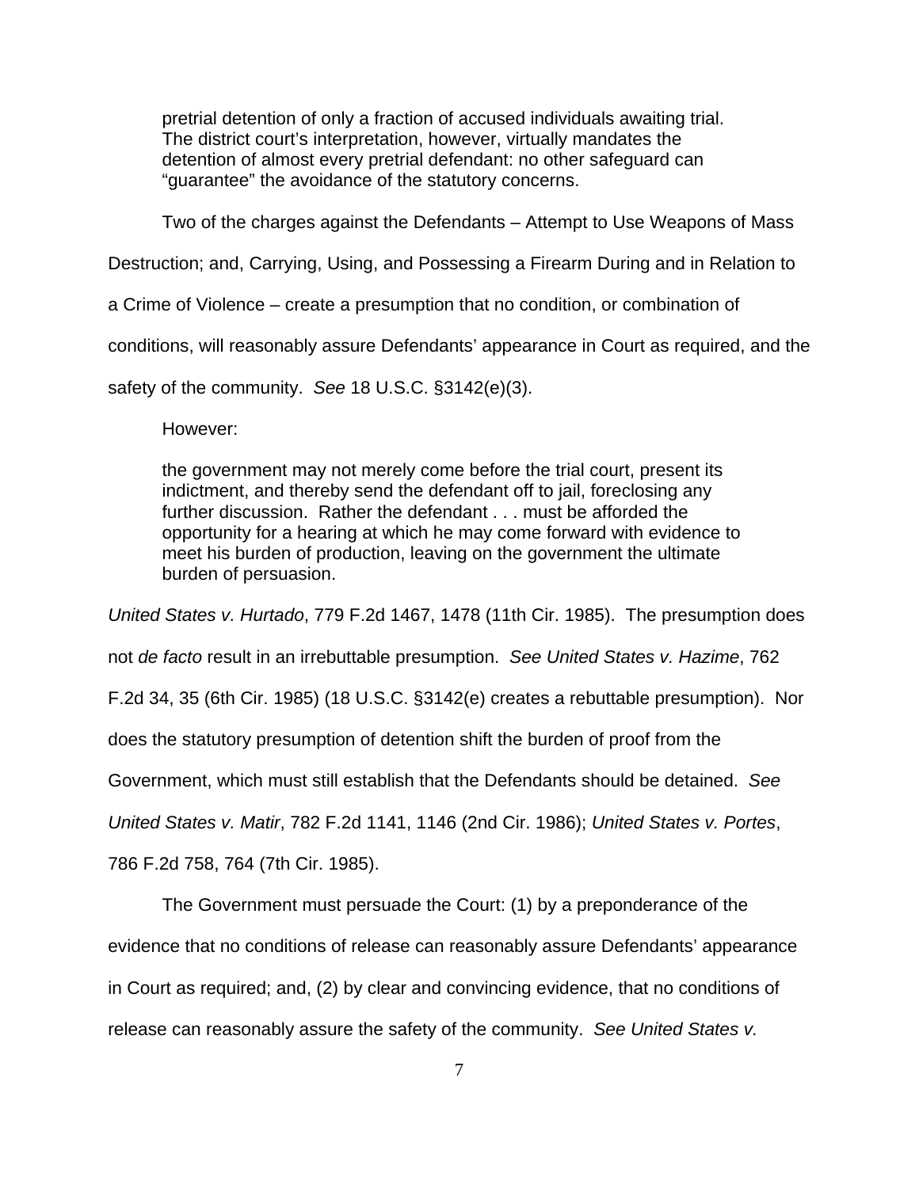> pretrial detention of only a fraction of accused individuals awaiting trial. The district court's interpretation, however, virtually mandates the detention of almost every pretrial defendant: no other safeguard can "guarantee" the avoidance of the statutory concerns.

Two of the charges against the Defendants – Attempt to Use Weapons of Mass Destruction; and, Carrying, Using, and Possessing a Firearm During and in Relation to a Crime of Violence – create a presumption that no condition, or combination of conditions, will reasonably assure Defendants' appearance in Court as required, and the safety of the community. *See* 18 U.S.C. §3142(e)(3).

However:

> the government may not merely come before the trial court, present its indictment, and thereby send the defendant off to jail, foreclosing any further discussion. Rather the defendant . . . must be afforded the opportunity for a hearing at which he may come forward with evidence to meet his burden of production, leaving on the government the ultimate burden of persuasion.

*United States v. Hurtado*, 779 F.2d 1467, 1478 (11th Cir. 1985). The presumption does not *de facto* result in an irrebuttable presumption. *See United States v. Hazime*, 762 F.2d 34, 35 (6th Cir. 1985) (18 U.S.C. §3142(e) creates a rebuttable presumption). Nor does the statutory presumption of detention shift the burden of proof from the Government, which must still establish that the Defendants should be detained. *See United States v. Matir*, 782 F.2d 1141, 1146 (2nd Cir. 1986); *United States v. Portes*, 786 F.2d 758, 764 (7th Cir. 1985).

The Government must persuade the Court: (1) by a preponderance of the evidence that no conditions of release can reasonably assure Defendants' appearance in Court as required; and, (2) by clear and convincing evidence, that no conditions of release can reasonably assure the safety of the community. *See United States v.*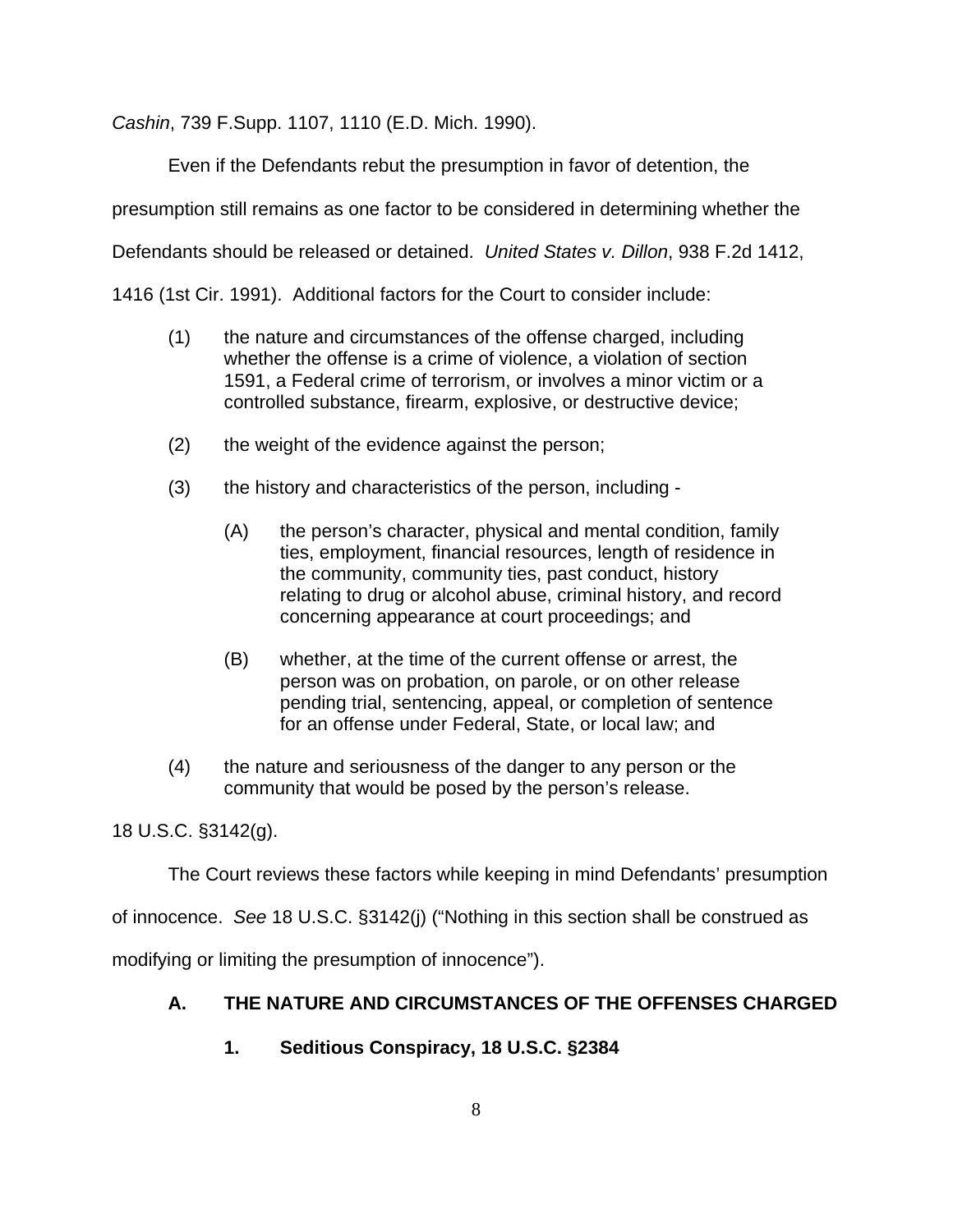*Cashin*, 739 F.Supp. 1107, 1110 (E.D. Mich. 1990).

Even if the Defendants rebut the presumption in favor of detention, the presumption still remains as one factor to be considered in determining whether the Defendants should be released or detained. *United States v. Dillon*, 938 F.2d 1412, 1416 (1st Cir. 1991). Additional factors for the Court to consider include:

> (1) the nature and circumstances of the offense charged, including whether the offense is a crime of violence, a violation of section 1591, a Federal crime of terrorism, or involves a minor victim or a controlled substance, firearm, explosive, or destructive device;
>
> (2) the weight of the evidence against the person;
>
> (3) the history and characteristics of the person, including -
>
> > (A) the person's character, physical and mental condition, family ties, employment, financial resources, length of residence in the community, community ties, past conduct, history relating to drug or alcohol abuse, criminal history, and record concerning appearance at court proceedings; and
> >
> > (B) whether, at the time of the current offense or arrest, the person was on probation, on parole, or on other release pending trial, sentencing, appeal, or completion of sentence for an offense under Federal, State, or local law; and
>
> (4) the nature and seriousness of the danger to any person or the community that would be posed by the person's release.

18 U.S.C. §3142(g).

The Court reviews these factors while keeping in mind Defendants' presumption of innocence. *See* 18 U.S.C. §3142(j) ("Nothing in this section shall be construed as modifying or limiting the presumption of innocence").

## A. THE NATURE AND CIRCUMSTANCES OF THE OFFENSES CHARGED

### 1. Seditious Conspiracy, 18 U.S.C. §2384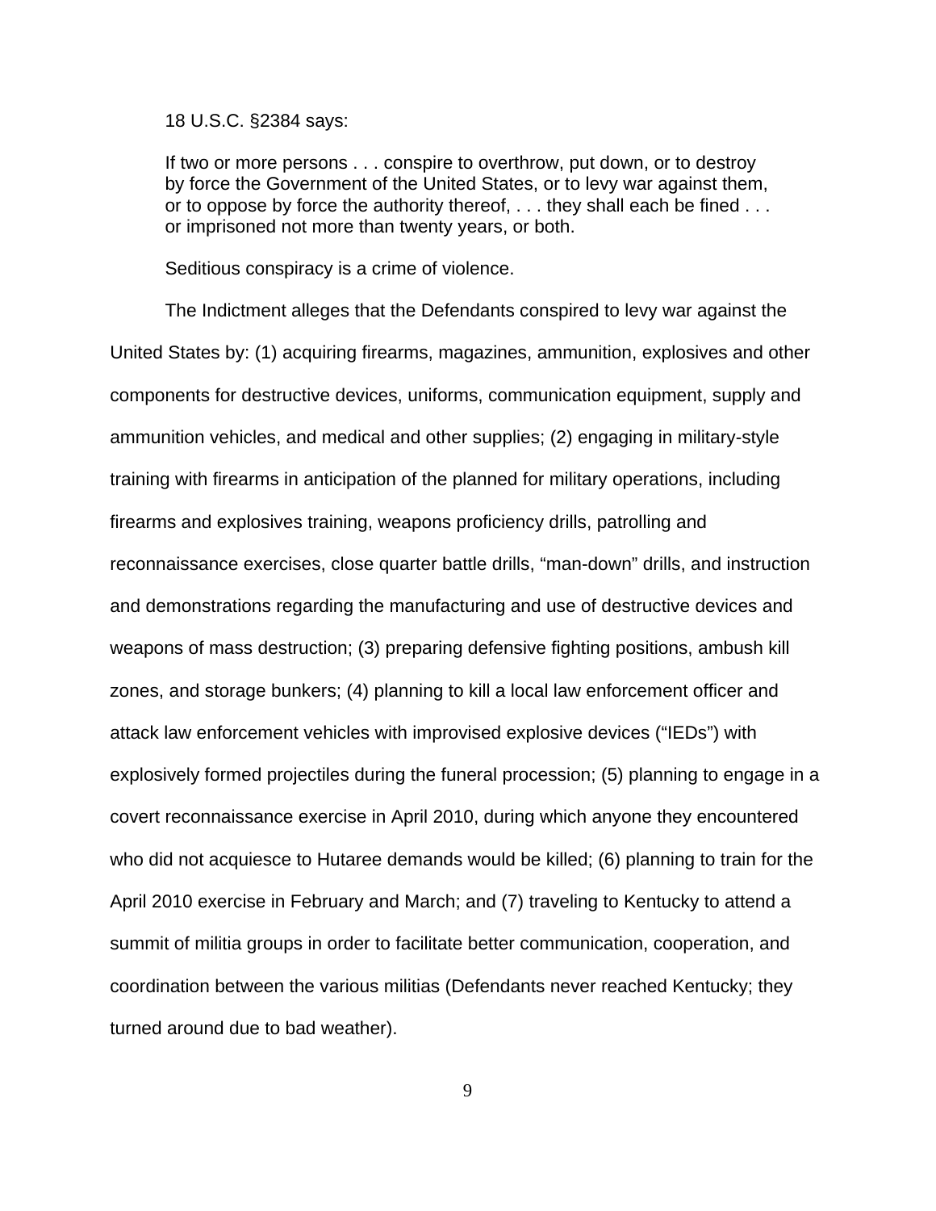18 U.S.C. §2384 says:

> If two or more persons . . . conspire to overthrow, put down, or to destroy by force the Government of the United States, or to levy war against them, or to oppose by force the authority thereof, . . . they shall each be fined . . . or imprisoned not more than twenty years, or both.

Seditious conspiracy is a crime of violence.

The Indictment alleges that the Defendants conspired to levy war against the United States by: (1) acquiring firearms, magazines, ammunition, explosives and other components for destructive devices, uniforms, communication equipment, supply and ammunition vehicles, and medical and other supplies; (2) engaging in military-style training with firearms in anticipation of the planned for military operations, including firearms and explosives training, weapons proficiency drills, patrolling and reconnaissance exercises, close quarter battle drills, "man-down" drills, and instruction and demonstrations regarding the manufacturing and use of destructive devices and weapons of mass destruction; (3) preparing defensive fighting positions, ambush kill zones, and storage bunkers; (4) planning to kill a local law enforcement officer and attack law enforcement vehicles with improvised explosive devices ("IEDs") with explosively formed projectiles during the funeral procession; (5) planning to engage in a covert reconnaissance exercise in April 2010, during which anyone they encountered who did not acquiesce to Hutaree demands would be killed; (6) planning to train for the April 2010 exercise in February and March; and (7) traveling to Kentucky to attend a summit of militia groups in order to facilitate better communication, cooperation, and coordination between the various militias (Defendants never reached Kentucky; they turned around due to bad weather).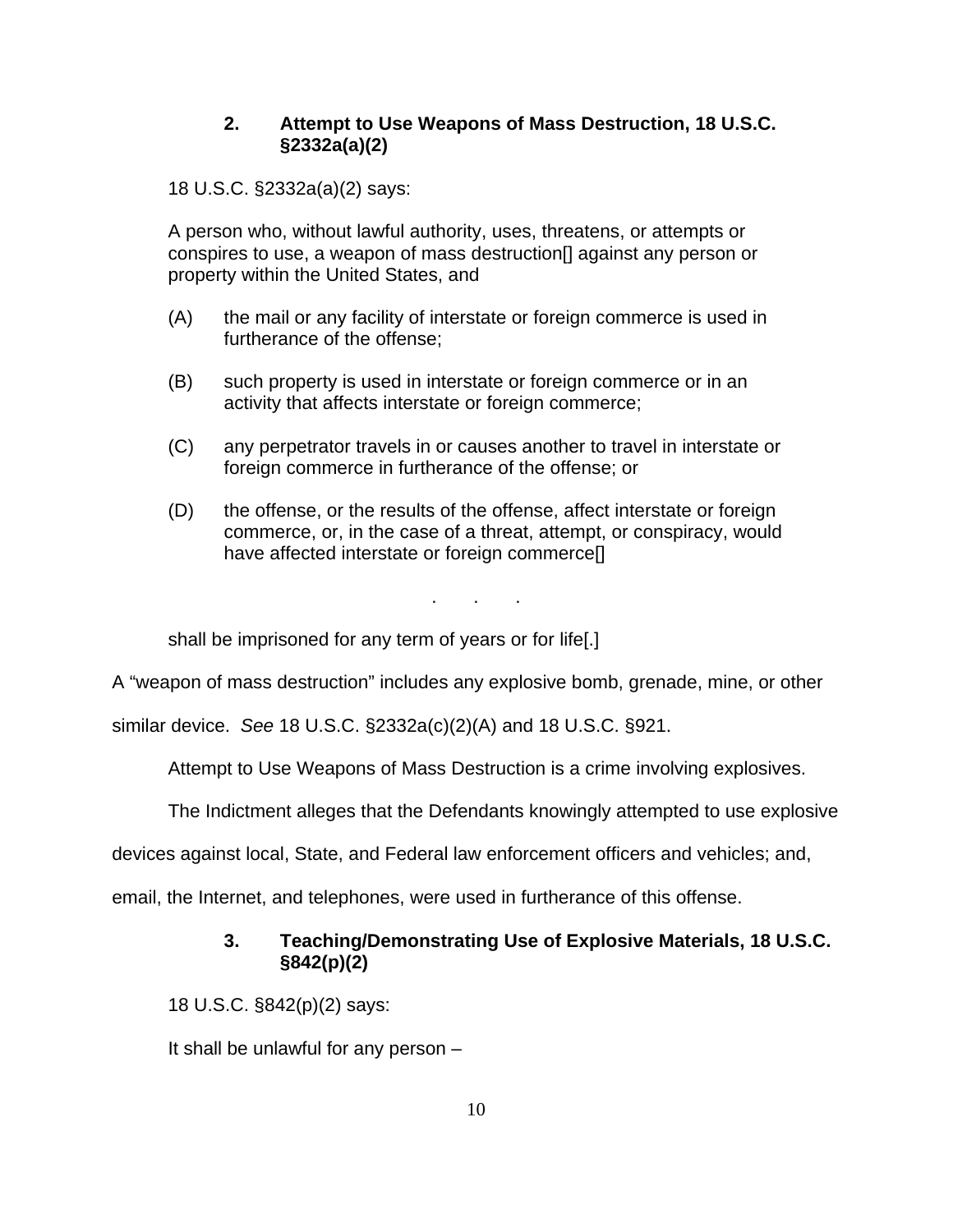### 2. Attempt to Use Weapons of Mass Destruction, 18 U.S.C. §2332a(a)(2)

18 U.S.C. §2332a(a)(2) says:

> A person who, without lawful authority, uses, threatens, or attempts or conspires to use, a weapon of mass destruction[] against any person or property within the United States, and
>
> (A) the mail or any facility of interstate or foreign commerce is used in furtherance of the offense;
>
> (B) such property is used in interstate or foreign commerce or in an activity that affects interstate or foreign commerce;
>
> (C) any perpetrator travels in or causes another to travel in interstate or foreign commerce in furtherance of the offense; or
>
> (D) the offense, or the results of the offense, affect interstate or foreign commerce, or, in the case of a threat, attempt, or conspiracy, would have affected interstate or foreign commerce[]
>
> . . .
>
> shall be imprisoned for any term of years or for life[.]

A "weapon of mass destruction" includes any explosive bomb, grenade, mine, or other similar device. *See* 18 U.S.C. §2332a(c)(2)(A) and 18 U.S.C. §921.

Attempt to Use Weapons of Mass Destruction is a crime involving explosives.

The Indictment alleges that the Defendants knowingly attempted to use explosive devices against local, State, and Federal law enforcement officers and vehicles; and, email, the Internet, and telephones, were used in furtherance of this offense.

### 3. Teaching/Demonstrating Use of Explosive Materials, 18 U.S.C. §842(p)(2)

18 U.S.C. §842(p)(2) says:

> It shall be unlawful for any person –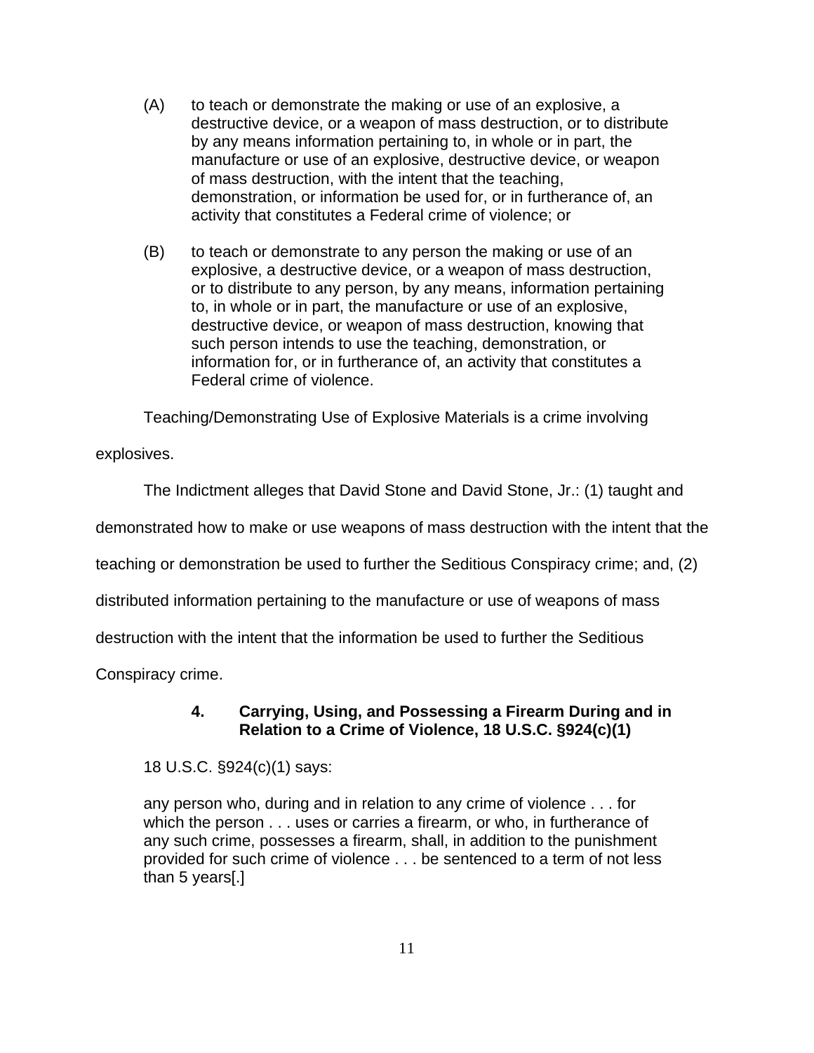(A) to teach or demonstrate the making or use of an explosive, a destructive device, or a weapon of mass destruction, or to distribute by any means information pertaining to, in whole or in part, the manufacture or use of an explosive, destructive device, or weapon of mass destruction, with the intent that the teaching, demonstration, or information be used for, or in furtherance of, an activity that constitutes a Federal crime of violence; or

(B) to teach or demonstrate to any person the making or use of an explosive, a destructive device, or a weapon of mass destruction, or to distribute to any person, by any means, information pertaining to, in whole or in part, the manufacture or use of an explosive, destructive device, or weapon of mass destruction, knowing that such person intends to use the teaching, demonstration, or information for, or in furtherance of, an activity that constitutes a Federal crime of violence.

Teaching/Demonstrating Use of Explosive Materials is a crime involving explosives.

The Indictment alleges that David Stone and David Stone, Jr.: (1) taught and demonstrated how to make or use weapons of mass destruction with the intent that the teaching or demonstration be used to further the Seditious Conspiracy crime; and, (2) distributed information pertaining to the manufacture or use of weapons of mass destruction with the intent that the information be used to further the Seditious Conspiracy crime.

### 4. Carrying, Using, and Possessing a Firearm During and in Relation to a Crime of Violence, 18 U.S.C. §924(c)(1)

18 U.S.C. §924(c)(1) says:

> any person who, during and in relation to any crime of violence . . . for which the person . . . uses or carries a firearm, or who, in furtherance of any such crime, possesses a firearm, shall, in addition to the punishment provided for such crime of violence . . . be sentenced to a term of not less than 5 years[.]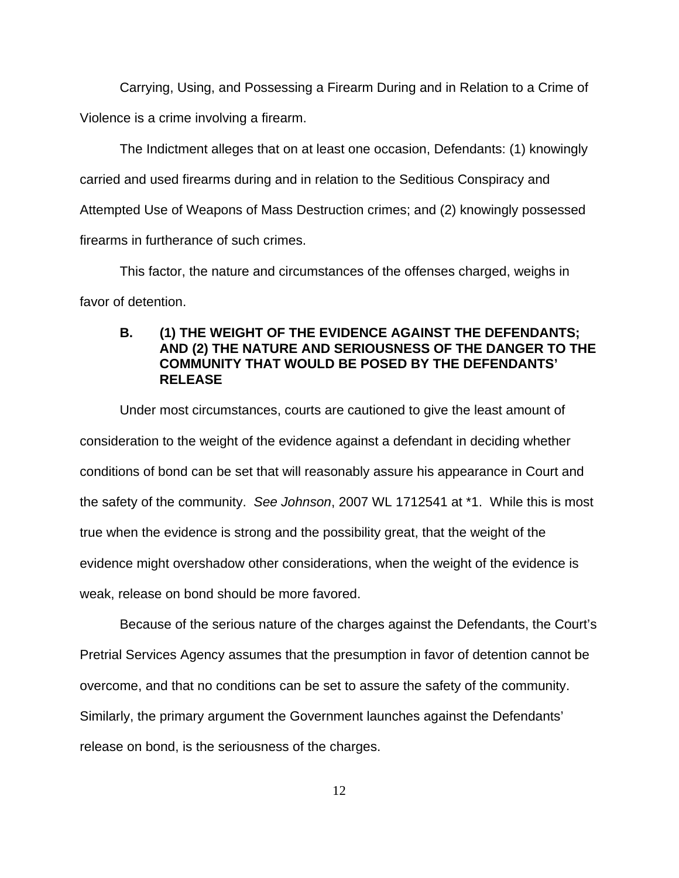Carrying, Using, and Possessing a Firearm During and in Relation to a Crime of Violence is a crime involving a firearm.

The Indictment alleges that on at least one occasion, Defendants: (1) knowingly carried and used firearms during and in relation to the Seditious Conspiracy and Attempted Use of Weapons of Mass Destruction crimes; and (2) knowingly possessed firearms in furtherance of such crimes.

This factor, the nature and circumstances of the offenses charged, weighs in favor of detention.

### B. (1) THE WEIGHT OF THE EVIDENCE AGAINST THE DEFENDANTS; AND (2) THE NATURE AND SERIOUSNESS OF THE DANGER TO THE COMMUNITY THAT WOULD BE POSED BY THE DEFENDANTS' RELEASE

Under most circumstances, courts are cautioned to give the least amount of consideration to the weight of the evidence against a defendant in deciding whether conditions of bond can be set that will reasonably assure his appearance in Court and the safety of the community. *See Johnson*, 2007 WL 1712541 at *1. While this is most true when the evidence is strong and the possibility great, that the weight of the evidence might overshadow other considerations, when the weight of the evidence is weak, release on bond should be more favored.

Because of the serious nature of the charges against the Defendants, the Court's Pretrial Services Agency assumes that the presumption in favor of detention cannot be overcome, and that no conditions can be set to assure the safety of the community. Similarly, the primary argument the Government launches against the Defendants' release on bond, is the seriousness of the charges.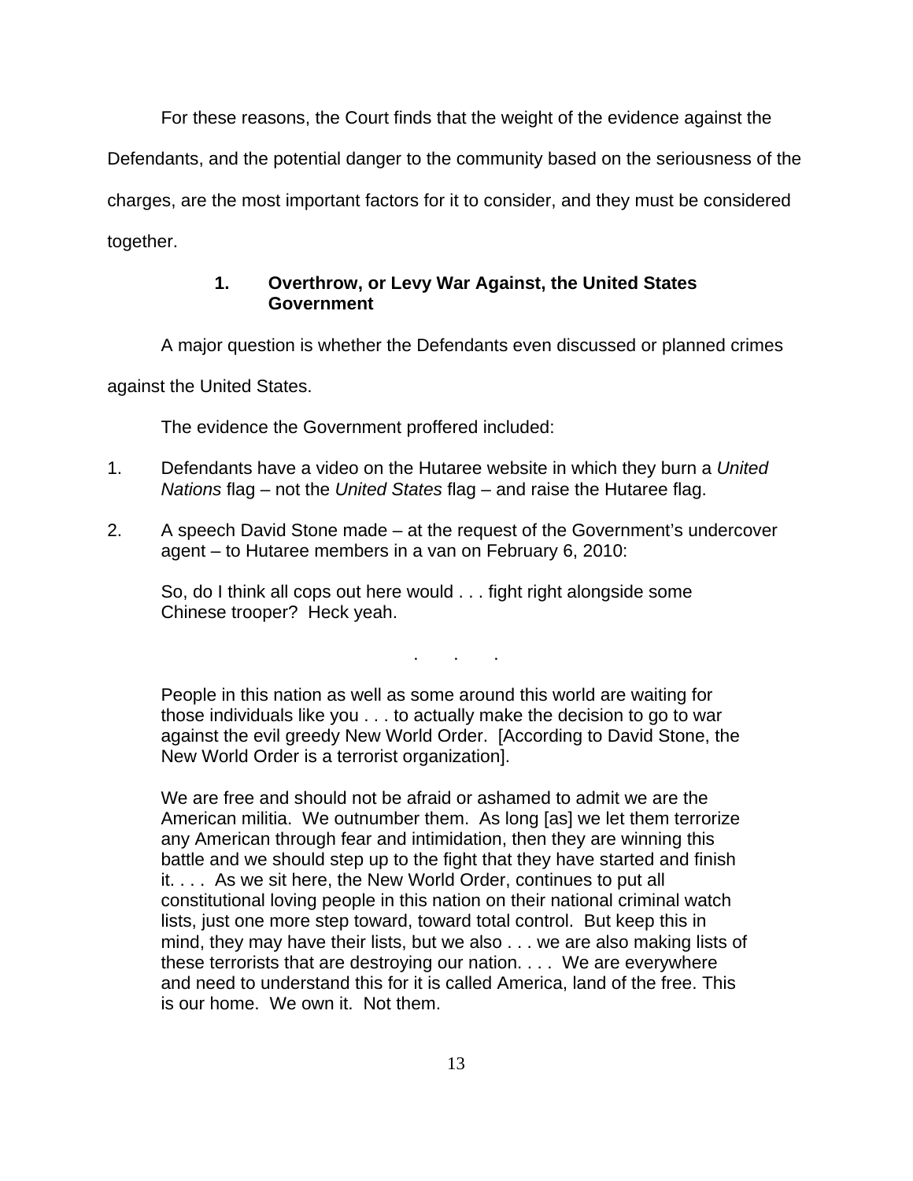For these reasons, the Court finds that the weight of the evidence against the Defendants, and the potential danger to the community based on the seriousness of the charges, are the most important factors for it to consider, and they must be considered together.

### 1. Overthrow, or Levy War Against, the United States Government

A major question is whether the Defendants even discussed or planned crimes against the United States.

The evidence the Government proffered included:

1. Defendants have a video on the Hutaree website in which they burn a *United Nations* flag – not the *United States* flag – and raise the Hutaree flag.

2. A speech David Stone made – at the request of the Government's undercover agent – to Hutaree members in a van on February 6, 2010:

> So, do I think all cops out here would . . . fight right alongside some Chinese trooper? Heck yeah.
>
> . . .
>
> People in this nation as well as some around this world are waiting for those individuals like you . . . to actually make the decision to go to war against the evil greedy New World Order. [According to David Stone, the New World Order is a terrorist organization].
>
> We are free and should not be afraid or ashamed to admit we are the American militia. We outnumber them. As long [as] we let them terrorize any American through fear and intimidation, then they are winning this battle and we should step up to the fight that they have started and finish it. . . . As we sit here, the New World Order, continues to put all constitutional loving people in this nation on their national criminal watch lists, just one more step toward, toward total control. But keep this in mind, they may have their lists, but we also . . . we are also making lists of these terrorists that are destroying our nation. . . . We are everywhere and need to understand this for it is called America, land of the free. This is our home. We own it. Not them.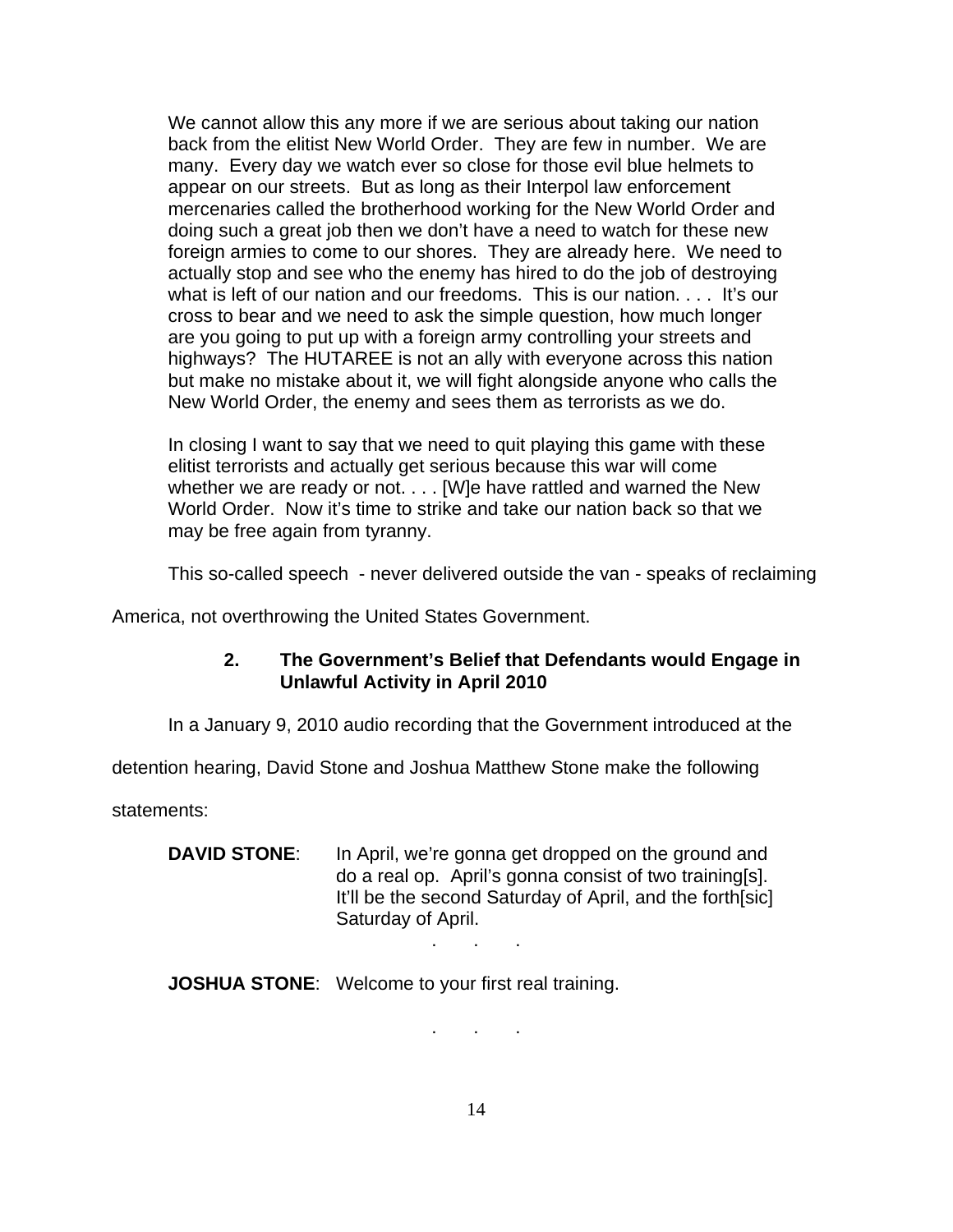> We cannot allow this any more if we are serious about taking our nation back from the elitist New World Order. They are few in number. We are many. Every day we watch ever so close for those evil blue helmets to appear on our streets. But as long as their Interpol law enforcement mercenaries called the brotherhood working for the New World Order and doing such a great job then we don't have a need to watch for these new foreign armies to come to our shores. They are already here. We need to actually stop and see who the enemy has hired to do the job of destroying what is left of our nation and our freedoms. This is our nation. . . . It's our cross to bear and we need to ask the simple question, how much longer are you going to put up with a foreign army controlling your streets and highways? The HUTAREE is not an ally with everyone across this nation but make no mistake about it, we will fight alongside anyone who calls the New World Order, the enemy and sees them as terrorists as we do.
>
> In closing I want to say that we need to quit playing this game with these elitist terrorists and actually get serious because this war will come whether we are ready or not. . . . [W]e have rattled and warned the New World Order. Now it's time to strike and take our nation back so that we may be free again from tyranny.

This so-called speech - never delivered outside the van - speaks of reclaiming America, not overthrowing the United States Government.

### 2. The Government's Belief that Defendants would Engage in Unlawful Activity in April 2010

In a January 9, 2010 audio recording that the Government introduced at the detention hearing, David Stone and Joshua Matthew Stone make the following statements:

> **DAVID STONE**: In April, we're gonna get dropped on the ground and do a real op. April's gonna consist of two training[s]. It'll be the second Saturday of April, and the forth[sic] Saturday of April.
>
> . . .
>
> **JOSHUA STONE**: Welcome to your first real training.
>
> . . .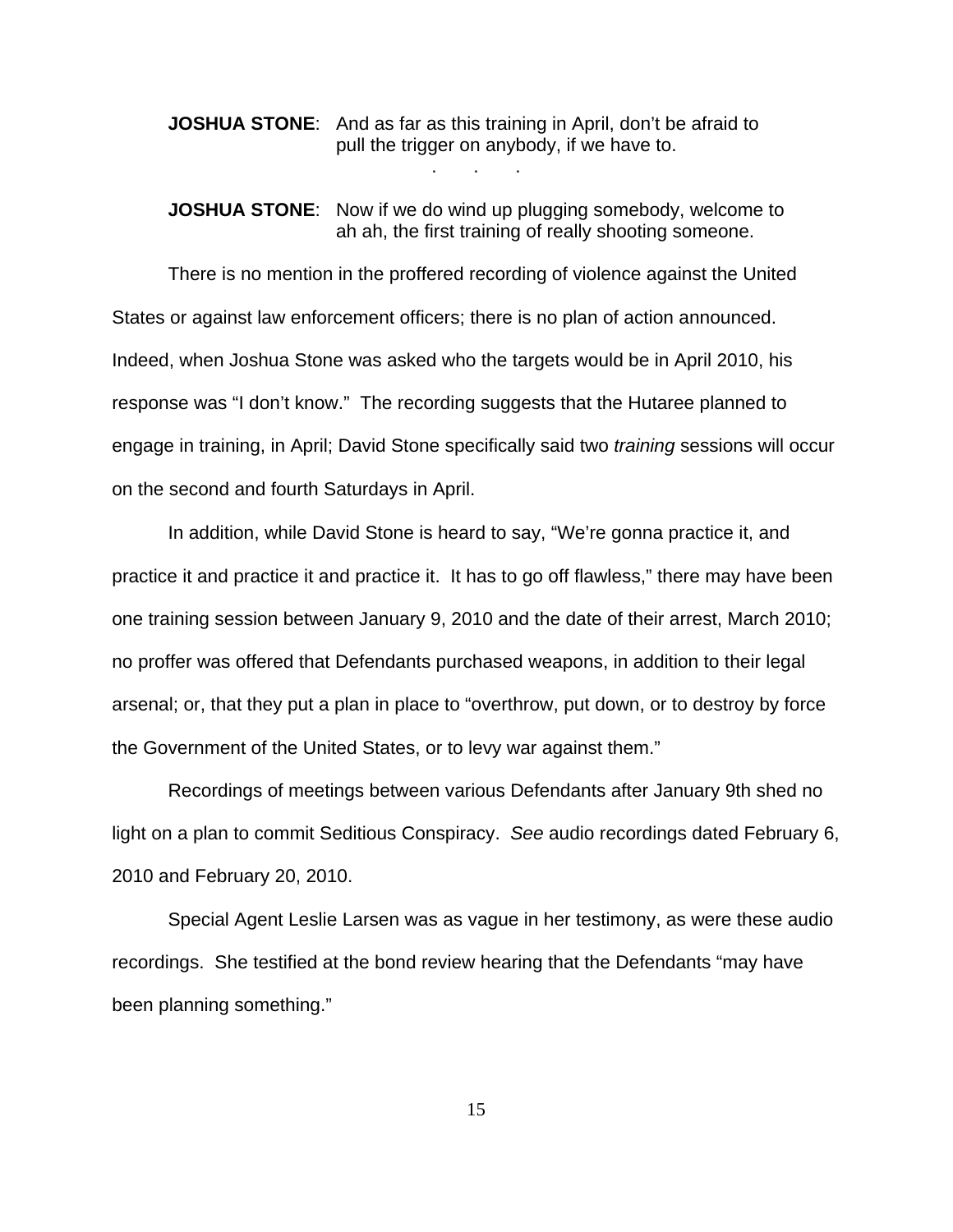**JOSHUA STONE**: And as far as this training in April, don't be afraid to pull the trigger on anybody, if we have to.

. . .

**JOSHUA STONE**: Now if we do wind up plugging somebody, welcome to ah ah, the first training of really shooting someone.

There is no mention in the proffered recording of violence against the United States or against law enforcement officers; there is no plan of action announced. Indeed, when Joshua Stone was asked who the targets would be in April 2010, his response was "I don't know." The recording suggests that the Hutaree planned to engage in training, in April; David Stone specifically said two *training* sessions will occur on the second and fourth Saturdays in April.

In addition, while David Stone is heard to say, "We're gonna practice it, and practice it and practice it and practice it. It has to go off flawless," there may have been one training session between January 9, 2010 and the date of their arrest, March 2010; no proffer was offered that Defendants purchased weapons, in addition to their legal arsenal; or, that they put a plan in place to "overthrow, put down, or to destroy by force the Government of the United States, or to levy war against them."

Recordings of meetings between various Defendants after January 9th shed no light on a plan to commit Seditious Conspiracy. *See* audio recordings dated February 6, 2010 and February 20, 2010.

Special Agent Leslie Larsen was as vague in her testimony, as were these audio recordings. She testified at the bond review hearing that the Defendants "may have been planning something."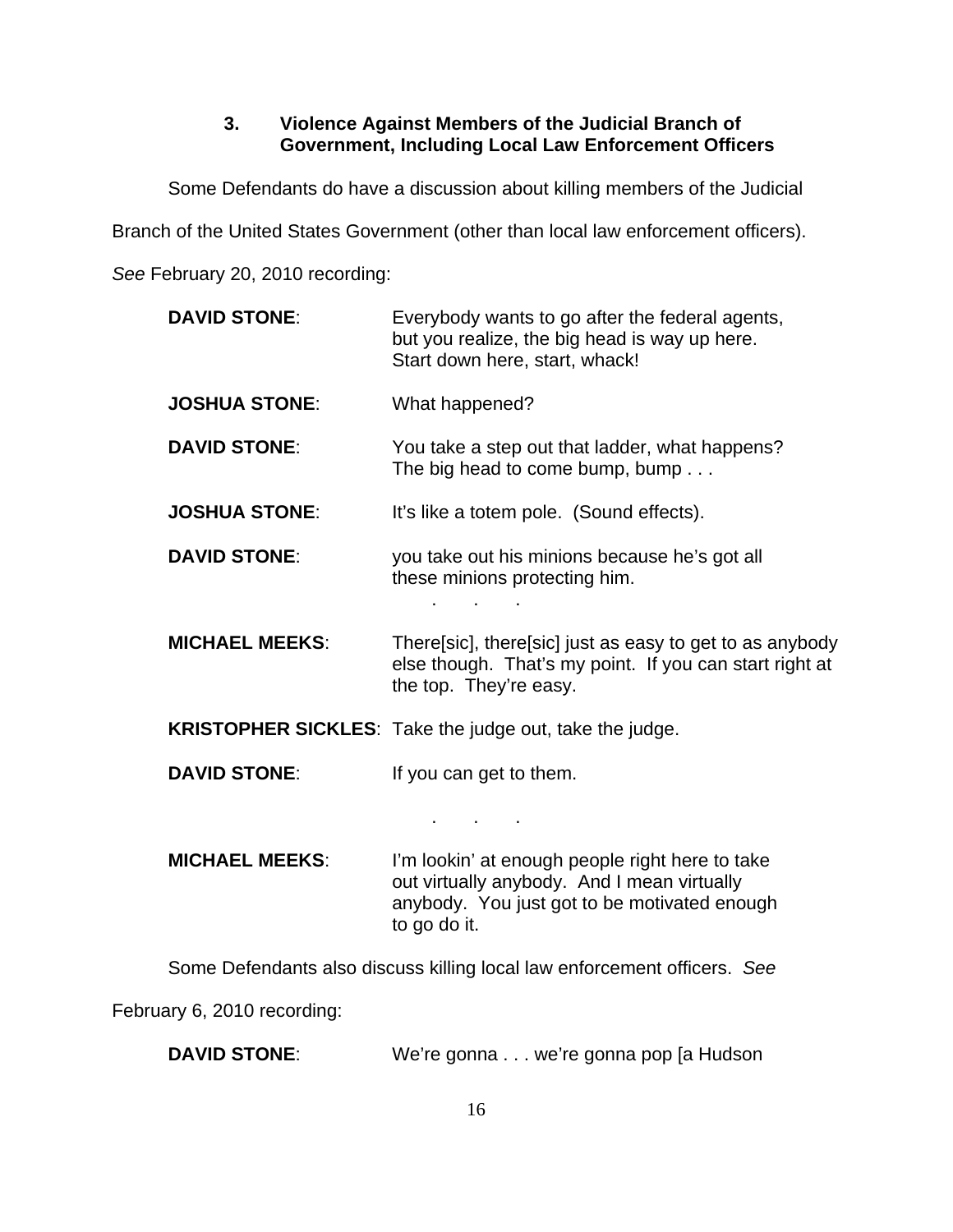### 3. Violence Against Members of the Judicial Branch of Government, Including Local Law Enforcement Officers

Some Defendants do have a discussion about killing members of the Judicial Branch of the United States Government (other than local law enforcement officers). *See* February 20, 2010 recording:

**DAVID STONE**: Everybody wants to go after the federal agents, but you realize, the big head is way up here. Start down here, start, whack!

**JOSHUA STONE**: What happened?

**DAVID STONE**: You take a step out that ladder, what happens? The big head to come bump, bump . . .

**JOSHUA STONE**: It's like a totem pole. (Sound effects).

**DAVID STONE**: you take out his minions because he's got all these minions protecting him.

. . .

**MICHAEL MEEKS**: There[sic], there[sic] just as easy to get to as anybody else though. That's my point. If you can start right at the top. They're easy.

**KRISTOPHER SICKLES**: Take the judge out, take the judge.

**DAVID STONE**: If you can get to them.

. . .

**MICHAEL MEEKS**: I'm lookin' at enough people right here to take out virtually anybody. And I mean virtually anybody. You just got to be motivated enough to go do it.

Some Defendants also discuss killing local law enforcement officers. *See* February 6, 2010 recording:

**DAVID STONE**: We're gonna . . . we're gonna pop [a Hudson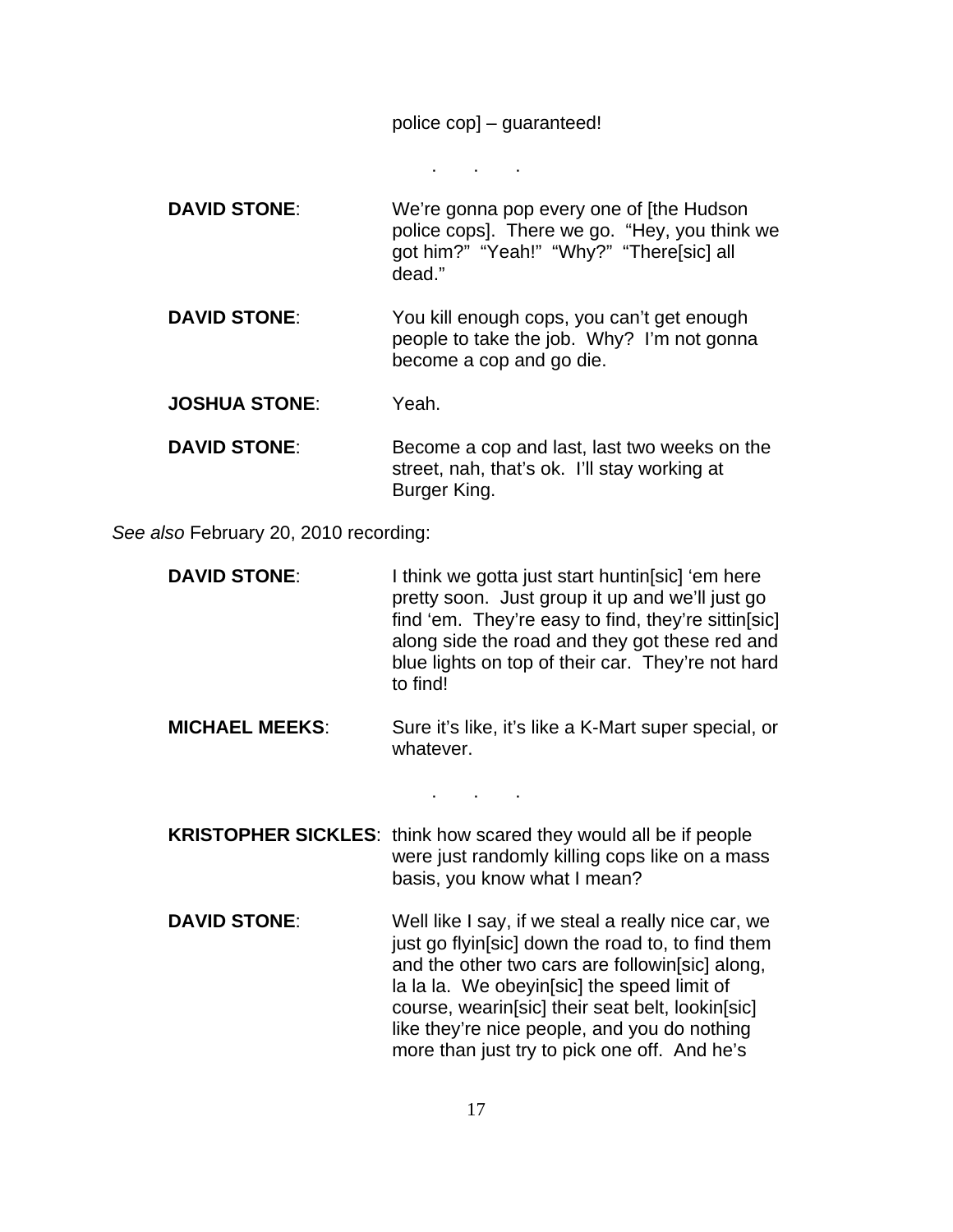police cop] – guaranteed!

. . .

**DAVID STONE**: We're gonna pop every one of [the Hudson police cops]. There we go. "Hey, you think we got him?" "Yeah!" "Why?" "There[sic] all dead."

**DAVID STONE**: You kill enough cops, you can't get enough people to take the job. Why? I'm not gonna become a cop and go die.

**JOSHUA STONE**: Yeah.

**DAVID STONE**: Become a cop and last, last two weeks on the street, nah, that's ok. I'll stay working at Burger King.

*See also* February 20, 2010 recording:

**DAVID STONE**: I think we gotta just start huntin[sic] 'em here pretty soon. Just group it up and we'll just go find 'em. They're easy to find, they're sittin[sic] along side the road and they got these red and blue lights on top of their car. They're not hard to find!

**MICHAEL MEEKS**: Sure it's like, it's like a K-Mart super special, or whatever.

. . .

**KRISTOPHER SICKLES**: think how scared they would all be if people were just randomly killing cops like on a mass basis, you know what I mean?

**DAVID STONE**: Well like I say, if we steal a really nice car, we just go flyin[sic] down the road to, to find them and the other two cars are followin[sic] along, la la la. We obeyin[sic] the speed limit of course, wearin[sic] their seat belt, lookin[sic] like they're nice people, and you do nothing more than just try to pick one off. And he's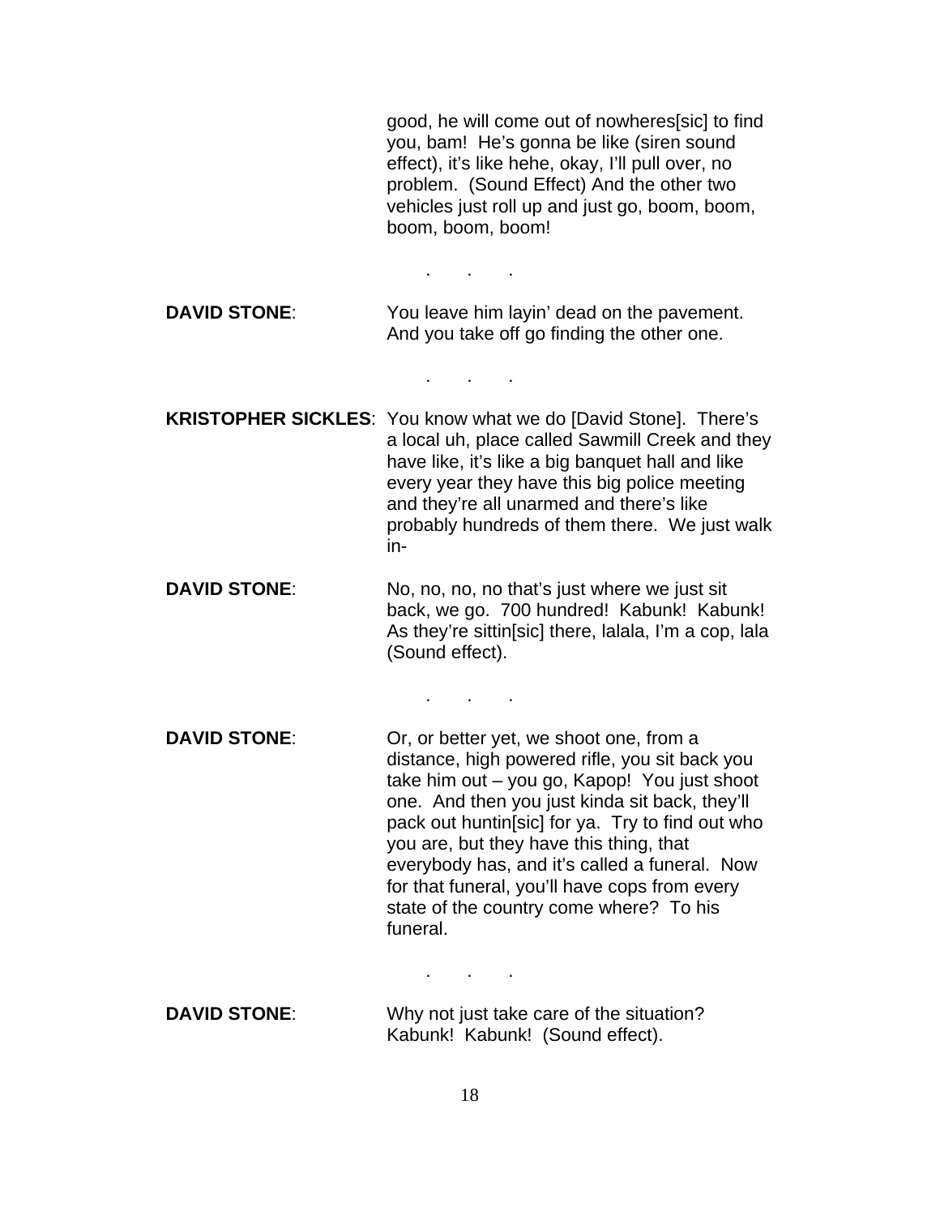good, he will come out of nowheres[sic] to find you, bam! He's gonna be like (siren sound effect), it's like hehe, okay, I'll pull over, no problem. (Sound Effect) And the other two vehicles just roll up and just go, boom, boom, boom, boom, boom!

. . .

**DAVID STONE**: You leave him layin' dead on the pavement. And you take off go finding the other one.

. . .

**KRISTOPHER SICKLES**: You know what we do [David Stone]. There's a local uh, place called Sawmill Creek and they have like, it's like a big banquet hall and like every year they have this big police meeting and they're all unarmed and there's like probably hundreds of them there. We just walk in-

**DAVID STONE**: No, no, no, no that's just where we just sit back, we go. 700 hundred! Kabunk! Kabunk! As they're sittin[sic] there, lalala, I'm a cop, lala (Sound effect).

. . .

**DAVID STONE**: Or, or better yet, we shoot one, from a distance, high powered rifle, you sit back you take him out – you go, Kapop! You just shoot one. And then you just kinda sit back, they'll pack out huntin[sic] for ya. Try to find out who you are, but they have this thing, that everybody has, and it's called a funeral. Now for that funeral, you'll have cops from every state of the country come where? To his funeral.

. . .

**DAVID STONE**: Why not just take care of the situation? Kabunk! Kabunk! (Sound effect).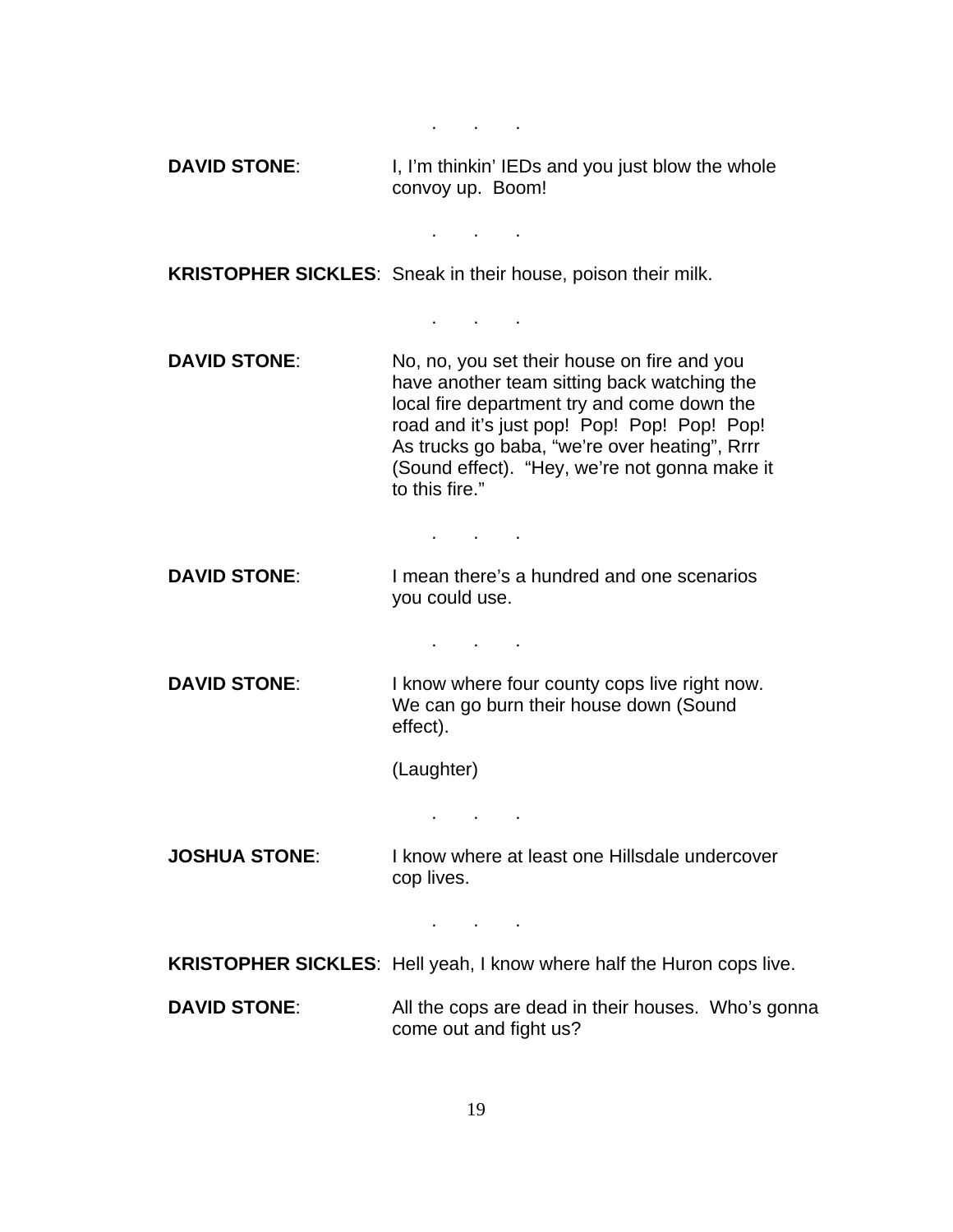.      .      .

**DAVID STONE**: I, I'm thinkin' IEDs and you just blow the whole convoy up. Boom!

.      .      .

**KRISTOPHER SICKLES**: Sneak in their house, poison their milk.

.      .      .

**DAVID STONE**: No, no, you set their house on fire and you have another team sitting back watching the local fire department try and come down the road and it's just pop! Pop! Pop! Pop! Pop! As trucks go baba, "we're over heating", Rrrr (Sound effect). "Hey, we're not gonna make it to this fire."

.      .      .

**DAVID STONE**: I mean there's a hundred and one scenarios you could use.

.      .      .

**DAVID STONE**: I know where four county cops live right now. We can go burn their house down (Sound effect).

(Laughter)

.      .      .

**JOSHUA STONE**: I know where at least one Hillsdale undercover cop lives.

.      .      .

**KRISTOPHER SICKLES**: Hell yeah, I know where half the Huron cops live.

**DAVID STONE**: All the cops are dead in their houses. Who's gonna come out and fight us?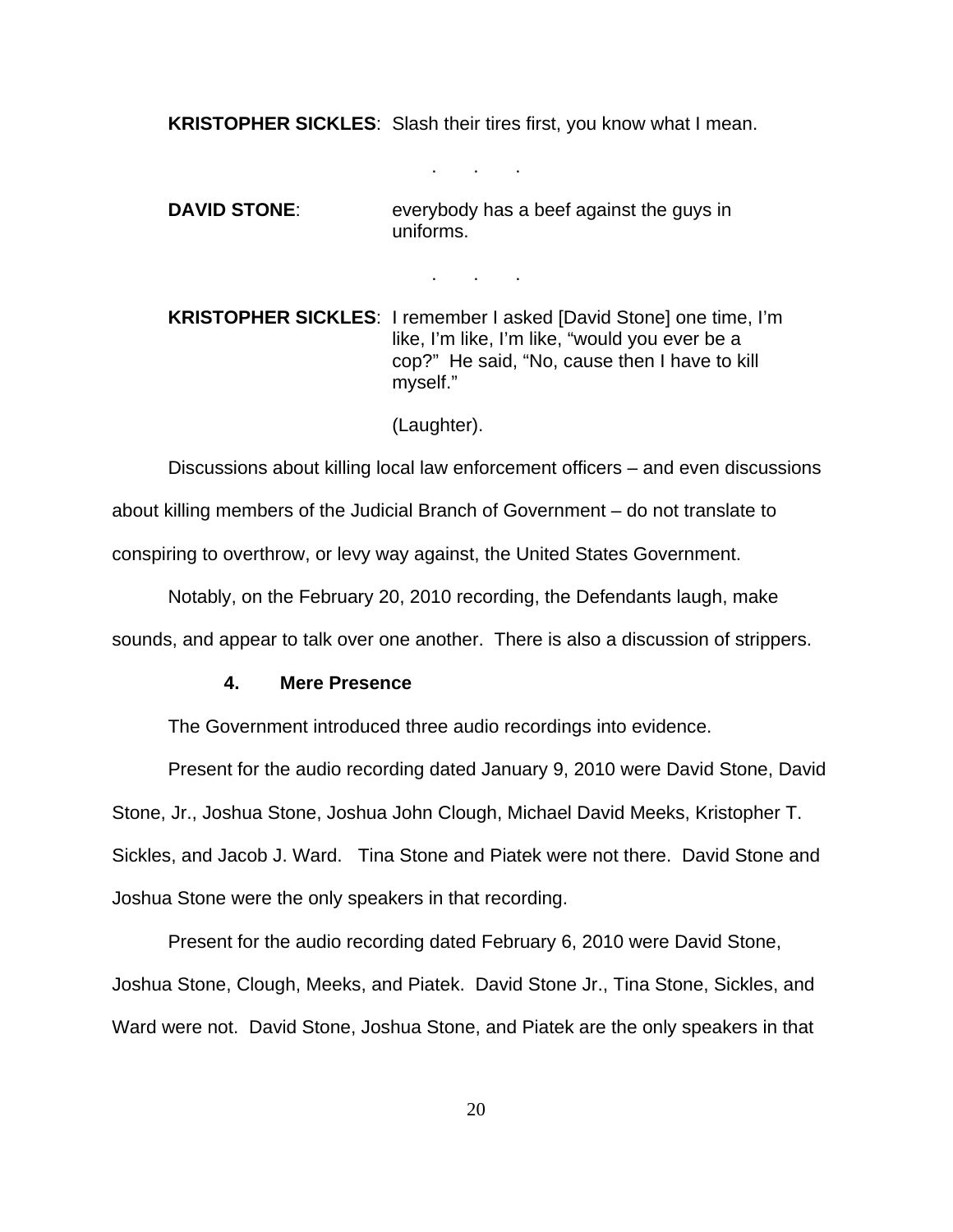**KRISTOPHER SICKLES**: Slash their tires first, you know what I mean.

. . .

**DAVID STONE**: everybody has a beef against the guys in uniforms.

. . .

**KRISTOPHER SICKLES**: I remember I asked [David Stone] one time, I'm like, I'm like, I'm like, "would you ever be a cop?" He said, "No, cause then I have to kill myself."

(Laughter).

Discussions about killing local law enforcement officers – and even discussions about killing members of the Judicial Branch of Government – do not translate to conspiring to overthrow, or levy way against, the United States Government.

Notably, on the February 20, 2010 recording, the Defendants laugh, make sounds, and appear to talk over one another. There is also a discussion of strippers.

#### 4. Mere Presence

The Government introduced three audio recordings into evidence.

Present for the audio recording dated January 9, 2010 were David Stone, David Stone, Jr., Joshua Stone, Joshua John Clough, Michael David Meeks, Kristopher T. Sickles, and Jacob J. Ward. Tina Stone and Piatek were not there. David Stone and Joshua Stone were the only speakers in that recording.

Present for the audio recording dated February 6, 2010 were David Stone, Joshua Stone, Clough, Meeks, and Piatek. David Stone Jr., Tina Stone, Sickles, and Ward were not. David Stone, Joshua Stone, and Piatek are the only speakers in that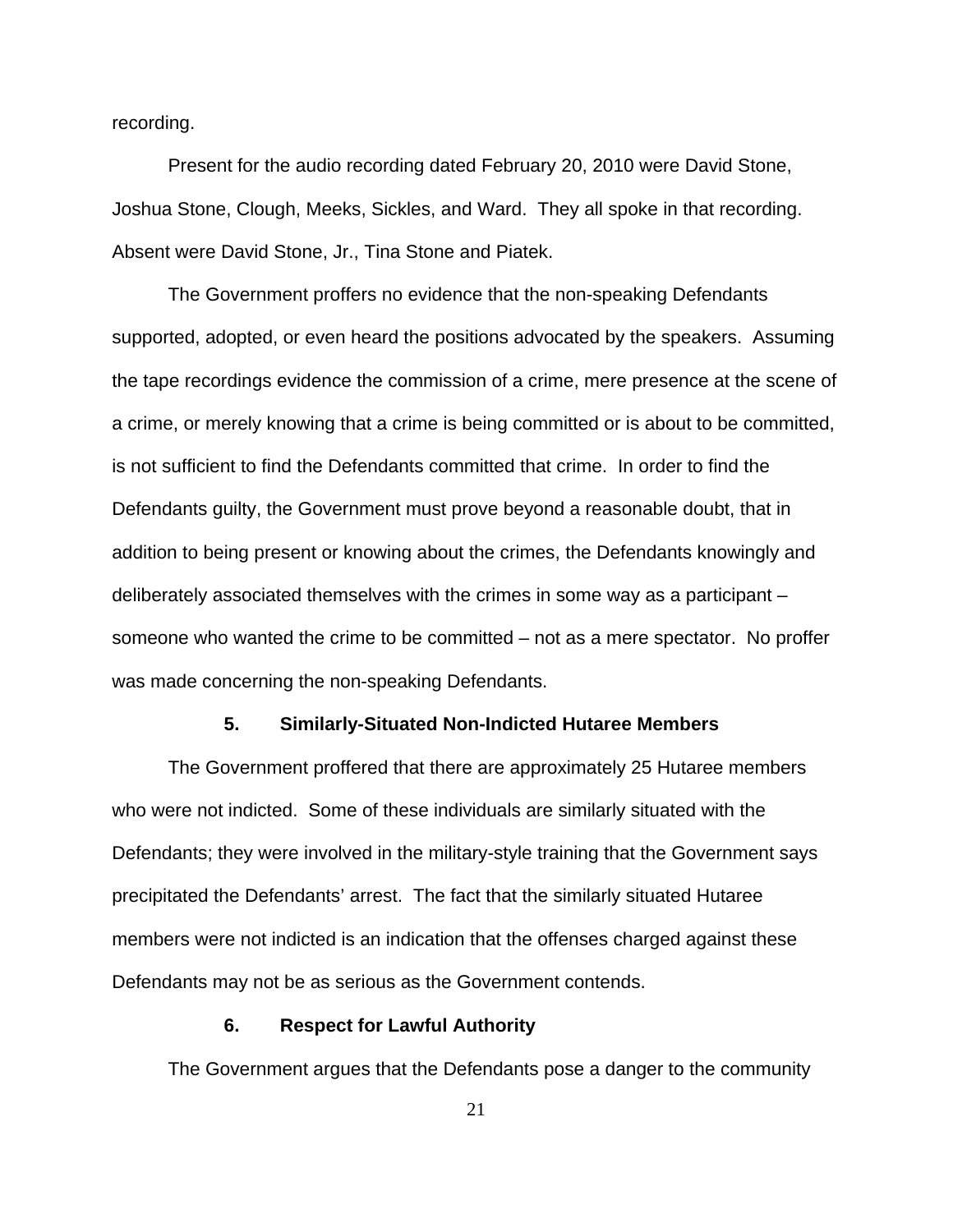recording.

Present for the audio recording dated February 20, 2010 were David Stone, Joshua Stone, Clough, Meeks, Sickles, and Ward. They all spoke in that recording. Absent were David Stone, Jr., Tina Stone and Piatek.

The Government proffers no evidence that the non-speaking Defendants supported, adopted, or even heard the positions advocated by the speakers. Assuming the tape recordings evidence the commission of a crime, mere presence at the scene of a crime, or merely knowing that a crime is being committed or is about to be committed, is not sufficient to find the Defendants committed that crime. In order to find the Defendants guilty, the Government must prove beyond a reasonable doubt, that in addition to being present or knowing about the crimes, the Defendants knowingly and deliberately associated themselves with the crimes in some way as a participant – someone who wanted the crime to be committed – not as a mere spectator. No proffer was made concerning the non-speaking Defendants.

**5. Similarly-Situated Non-Indicted Hutaree Members**

The Government proffered that there are approximately 25 Hutaree members who were not indicted. Some of these individuals are similarly situated with the Defendants; they were involved in the military-style training that the Government says precipitated the Defendants' arrest. The fact that the similarly situated Hutaree members were not indicted is an indication that the offenses charged against these Defendants may not be as serious as the Government contends.

**6. Respect for Lawful Authority**

The Government argues that the Defendants pose a danger to the community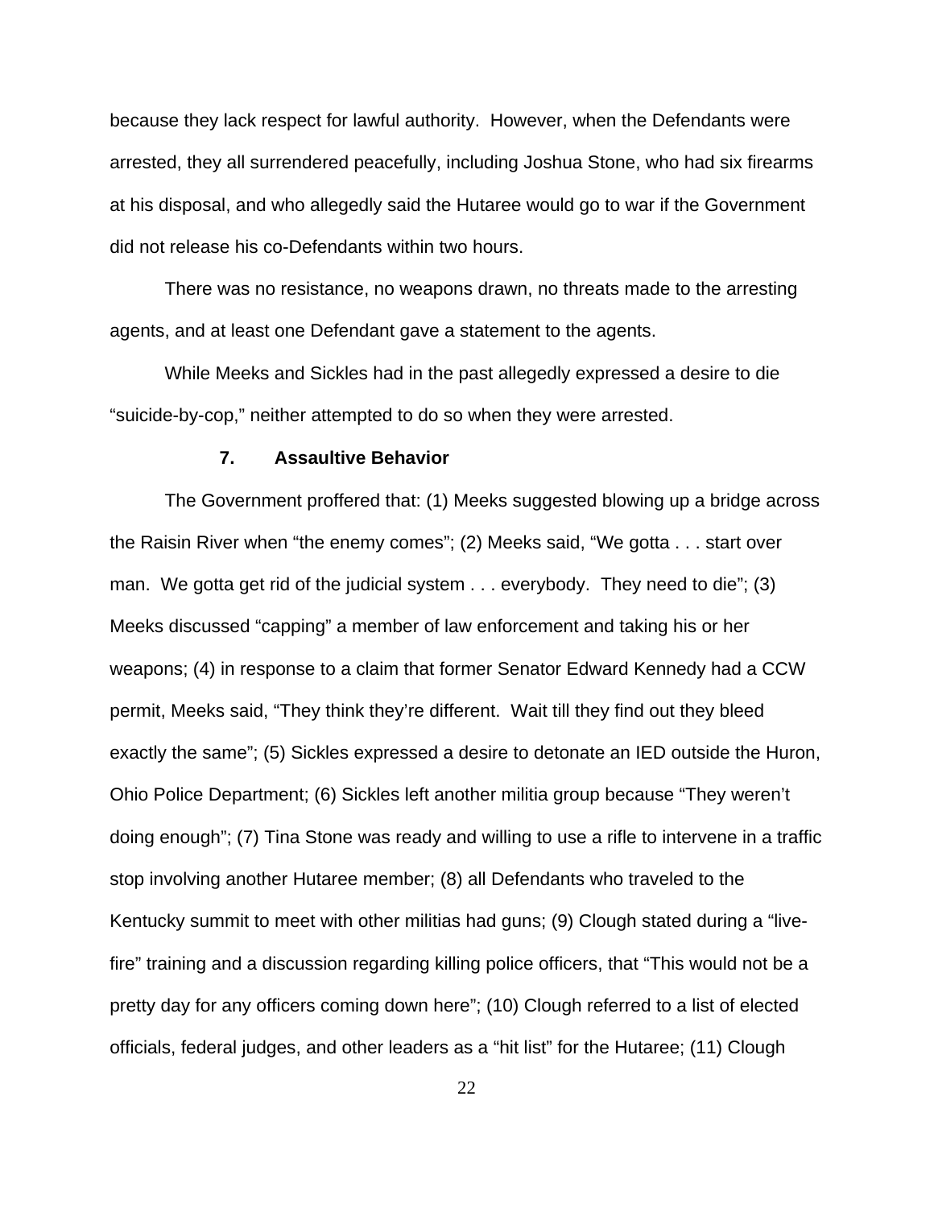because they lack respect for lawful authority. However, when the Defendants were arrested, they all surrendered peacefully, including Joshua Stone, who had six firearms at his disposal, and who allegedly said the Hutaree would go to war if the Government did not release his co-Defendants within two hours.

There was no resistance, no weapons drawn, no threats made to the arresting agents, and at least one Defendant gave a statement to the agents.

While Meeks and Sickles had in the past allegedly expressed a desire to die "suicide-by-cop," neither attempted to do so when they were arrested.

### 7. Assaultive Behavior

The Government proffered that: (1) Meeks suggested blowing up a bridge across the Raisin River when "the enemy comes"; (2) Meeks said, "We gotta . . . start over man. We gotta get rid of the judicial system . . . everybody. They need to die"; (3) Meeks discussed "capping" a member of law enforcement and taking his or her weapons; (4) in response to a claim that former Senator Edward Kennedy had a CCW permit, Meeks said, "They think they're different. Wait till they find out they bleed exactly the same"; (5) Sickles expressed a desire to detonate an IED outside the Huron, Ohio Police Department; (6) Sickles left another militia group because "They weren't doing enough"; (7) Tina Stone was ready and willing to use a rifle to intervene in a traffic stop involving another Hutaree member; (8) all Defendants who traveled to the Kentucky summit to meet with other militias had guns; (9) Clough stated during a "live-fire" training and a discussion regarding killing police officers, that "This would not be a pretty day for any officers coming down here"; (10) Clough referred to a list of elected officials, federal judges, and other leaders as a "hit list" for the Hutaree; (11) Clough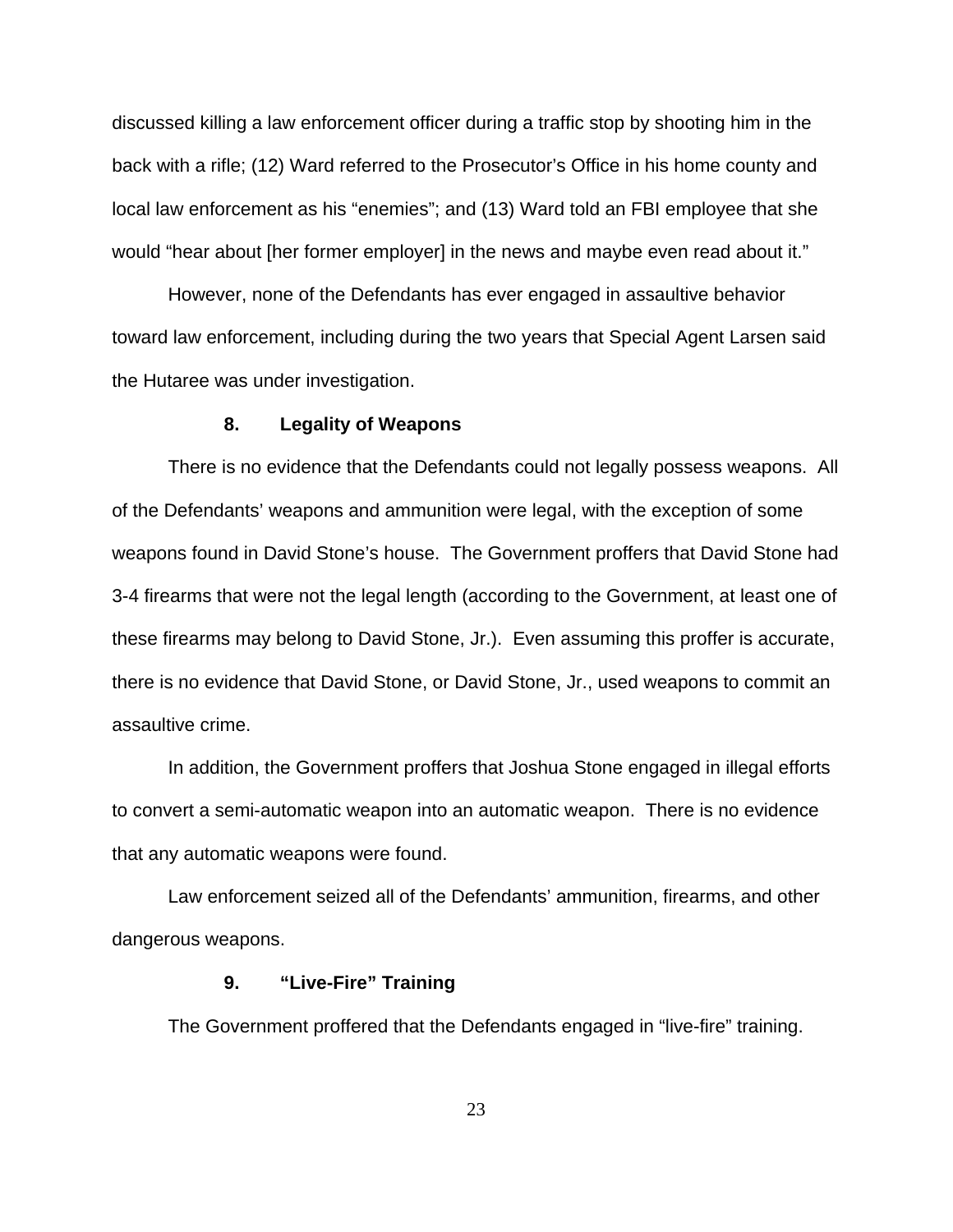discussed killing a law enforcement officer during a traffic stop by shooting him in the back with a rifle; (12) Ward referred to the Prosecutor's Office in his home county and local law enforcement as his "enemies"; and (13) Ward told an FBI employee that she would "hear about [her former employer] in the news and maybe even read about it."

However, none of the Defendants has ever engaged in assaultive behavior toward law enforcement, including during the two years that Special Agent Larsen said the Hutaree was under investigation.

### 8. Legality of Weapons

There is no evidence that the Defendants could not legally possess weapons. All of the Defendants' weapons and ammunition were legal, with the exception of some weapons found in David Stone's house. The Government proffers that David Stone had 3-4 firearms that were not the legal length (according to the Government, at least one of these firearms may belong to David Stone, Jr.). Even assuming this proffer is accurate, there is no evidence that David Stone, or David Stone, Jr., used weapons to commit an assaultive crime.

In addition, the Government proffers that Joshua Stone engaged in illegal efforts to convert a semi-automatic weapon into an automatic weapon. There is no evidence that any automatic weapons were found.

Law enforcement seized all of the Defendants' ammunition, firearms, and other dangerous weapons.

### 9. "Live-Fire" Training

The Government proffered that the Defendants engaged in "live-fire" training.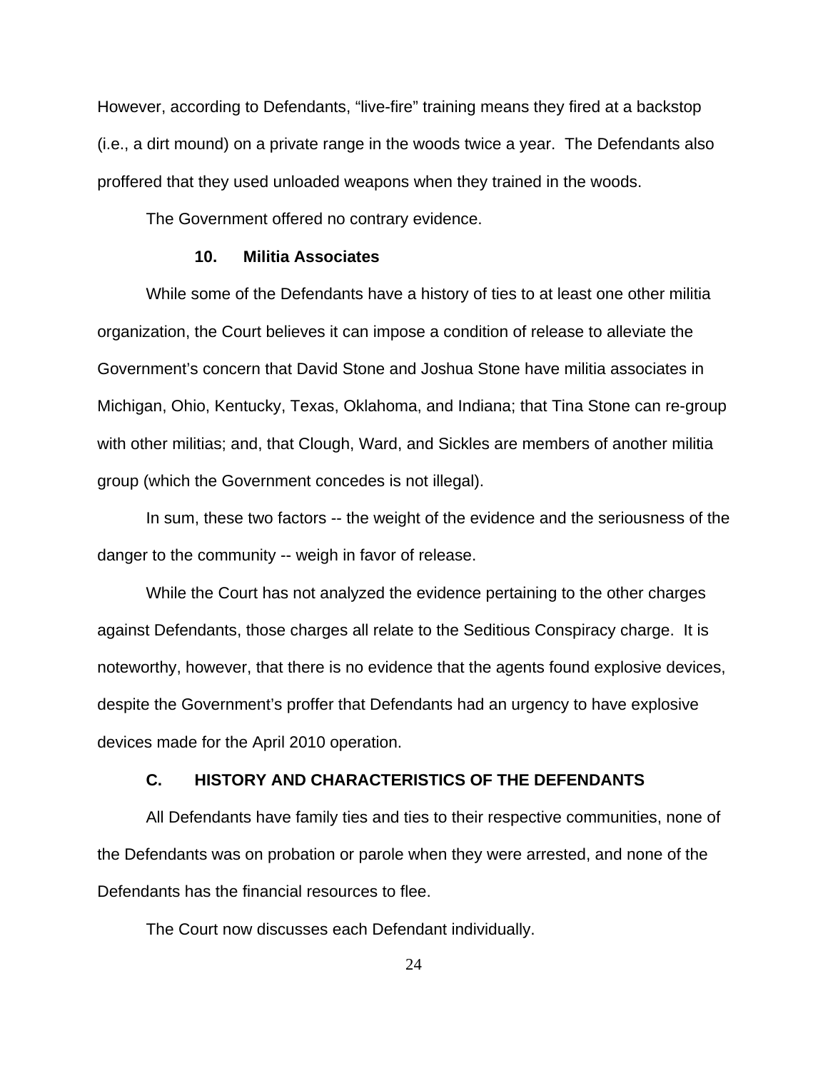However, according to Defendants, “live-fire” training means they fired at a backstop (i.e., a dirt mound) on a private range in the woods twice a year. The Defendants also proffered that they used unloaded weapons when they trained in the woods.

The Government offered no contrary evidence.

#### 10. Militia Associates

While some of the Defendants have a history of ties to at least one other militia organization, the Court believes it can impose a condition of release to alleviate the Government’s concern that David Stone and Joshua Stone have militia associates in Michigan, Ohio, Kentucky, Texas, Oklahoma, and Indiana; that Tina Stone can re-group with other militias; and, that Clough, Ward, and Sickles are members of another militia group (which the Government concedes is not illegal).

In sum, these two factors -- the weight of the evidence and the seriousness of the danger to the community -- weigh in favor of release.

While the Court has not analyzed the evidence pertaining to the other charges against Defendants, those charges all relate to the Seditious Conspiracy charge. It is noteworthy, however, that there is no evidence that the agents found explosive devices, despite the Government’s proffer that Defendants had an urgency to have explosive devices made for the April 2010 operation.

### C. HISTORY AND CHARACTERISTICS OF THE DEFENDANTS

All Defendants have family ties and ties to their respective communities, none of the Defendants was on probation or parole when they were arrested, and none of the Defendants has the financial resources to flee.

The Court now discusses each Defendant individually.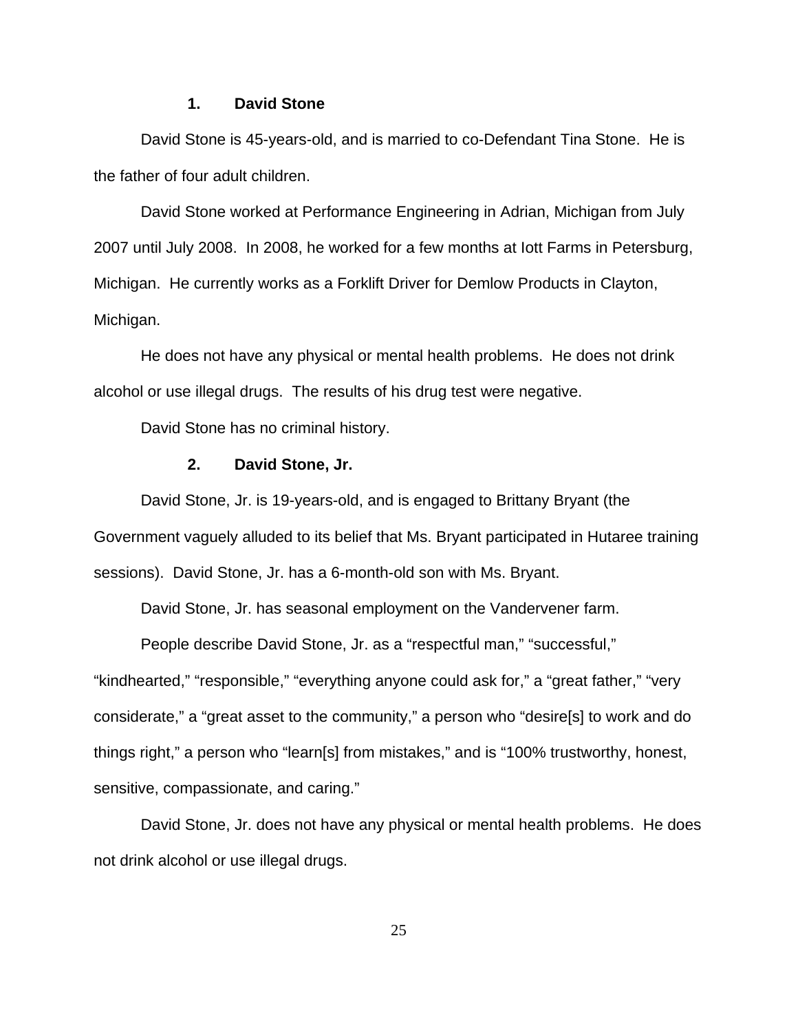### 1. David Stone

David Stone is 45-years-old, and is married to co-Defendant Tina Stone. He is the father of four adult children.

David Stone worked at Performance Engineering in Adrian, Michigan from July 2007 until July 2008. In 2008, he worked for a few months at Iott Farms in Petersburg, Michigan. He currently works as a Forklift Driver for Demlow Products in Clayton, Michigan.

He does not have any physical or mental health problems. He does not drink alcohol or use illegal drugs. The results of his drug test were negative.

David Stone has no criminal history.

### 2. David Stone, Jr.

David Stone, Jr. is 19-years-old, and is engaged to Brittany Bryant (the Government vaguely alluded to its belief that Ms. Bryant participated in Hutaree training sessions). David Stone, Jr. has a 6-month-old son with Ms. Bryant.

David Stone, Jr. has seasonal employment on the Vandervener farm.

People describe David Stone, Jr. as a "respectful man," "successful," "kindhearted," "responsible," "everything anyone could ask for," a "great father," "very considerate," a "great asset to the community," a person who "desire[s] to work and do things right," a person who "learn[s] from mistakes," and is "100% trustworthy, honest, sensitive, compassionate, and caring."

David Stone, Jr. does not have any physical or mental health problems. He does not drink alcohol or use illegal drugs.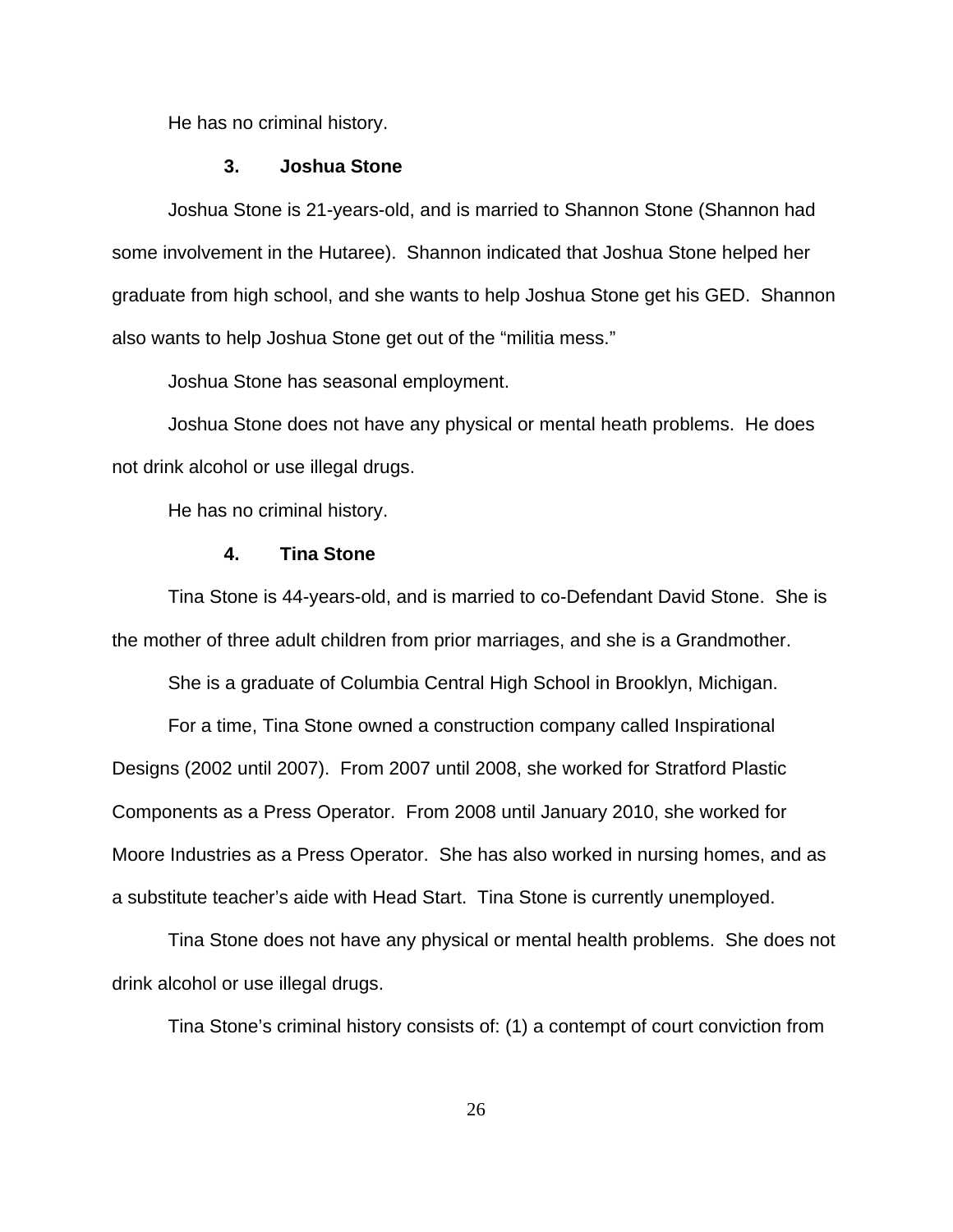He has no criminal history.

### 3. Joshua Stone

Joshua Stone is 21-years-old, and is married to Shannon Stone (Shannon had some involvement in the Hutaree). Shannon indicated that Joshua Stone helped her graduate from high school, and she wants to help Joshua Stone get his GED. Shannon also wants to help Joshua Stone get out of the "militia mess."

Joshua Stone has seasonal employment.

Joshua Stone does not have any physical or mental heath problems. He does not drink alcohol or use illegal drugs.

He has no criminal history.

### 4. Tina Stone

Tina Stone is 44-years-old, and is married to co-Defendant David Stone. She is the mother of three adult children from prior marriages, and she is a Grandmother.

She is a graduate of Columbia Central High School in Brooklyn, Michigan.

For a time, Tina Stone owned a construction company called Inspirational Designs (2002 until 2007). From 2007 until 2008, she worked for Stratford Plastic Components as a Press Operator. From 2008 until January 2010, she worked for Moore Industries as a Press Operator. She has also worked in nursing homes, and as a substitute teacher's aide with Head Start. Tina Stone is currently unemployed.

Tina Stone does not have any physical or mental health problems. She does not drink alcohol or use illegal drugs.

Tina Stone's criminal history consists of: (1) a contempt of court conviction from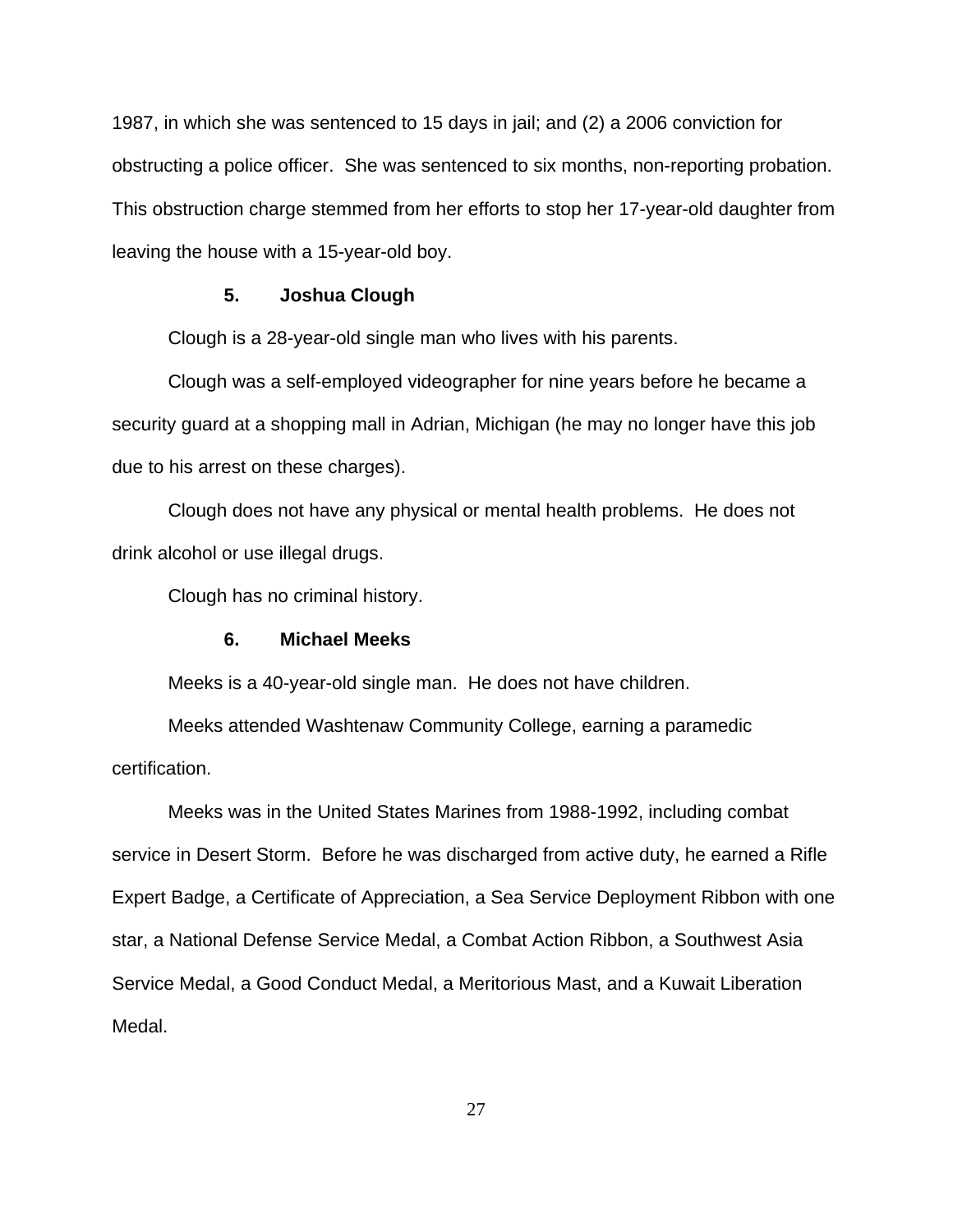1987, in which she was sentenced to 15 days in jail; and (2) a 2006 conviction for obstructing a police officer. She was sentenced to six months, non-reporting probation. This obstruction charge stemmed from her efforts to stop her 17-year-old daughter from leaving the house with a 15-year-old boy.

**5. Joshua Clough**

Clough is a 28-year-old single man who lives with his parents.

Clough was a self-employed videographer for nine years before he became a security guard at a shopping mall in Adrian, Michigan (he may no longer have this job due to his arrest on these charges).

Clough does not have any physical or mental health problems. He does not drink alcohol or use illegal drugs.

Clough has no criminal history.

**6. Michael Meeks**

Meeks is a 40-year-old single man. He does not have children.

Meeks attended Washtenaw Community College, earning a paramedic certification.

Meeks was in the United States Marines from 1988-1992, including combat service in Desert Storm. Before he was discharged from active duty, he earned a Rifle Expert Badge, a Certificate of Appreciation, a Sea Service Deployment Ribbon with one star, a National Defense Service Medal, a Combat Action Ribbon, a Southwest Asia Service Medal, a Good Conduct Medal, a Meritorious Mast, and a Kuwait Liberation Medal.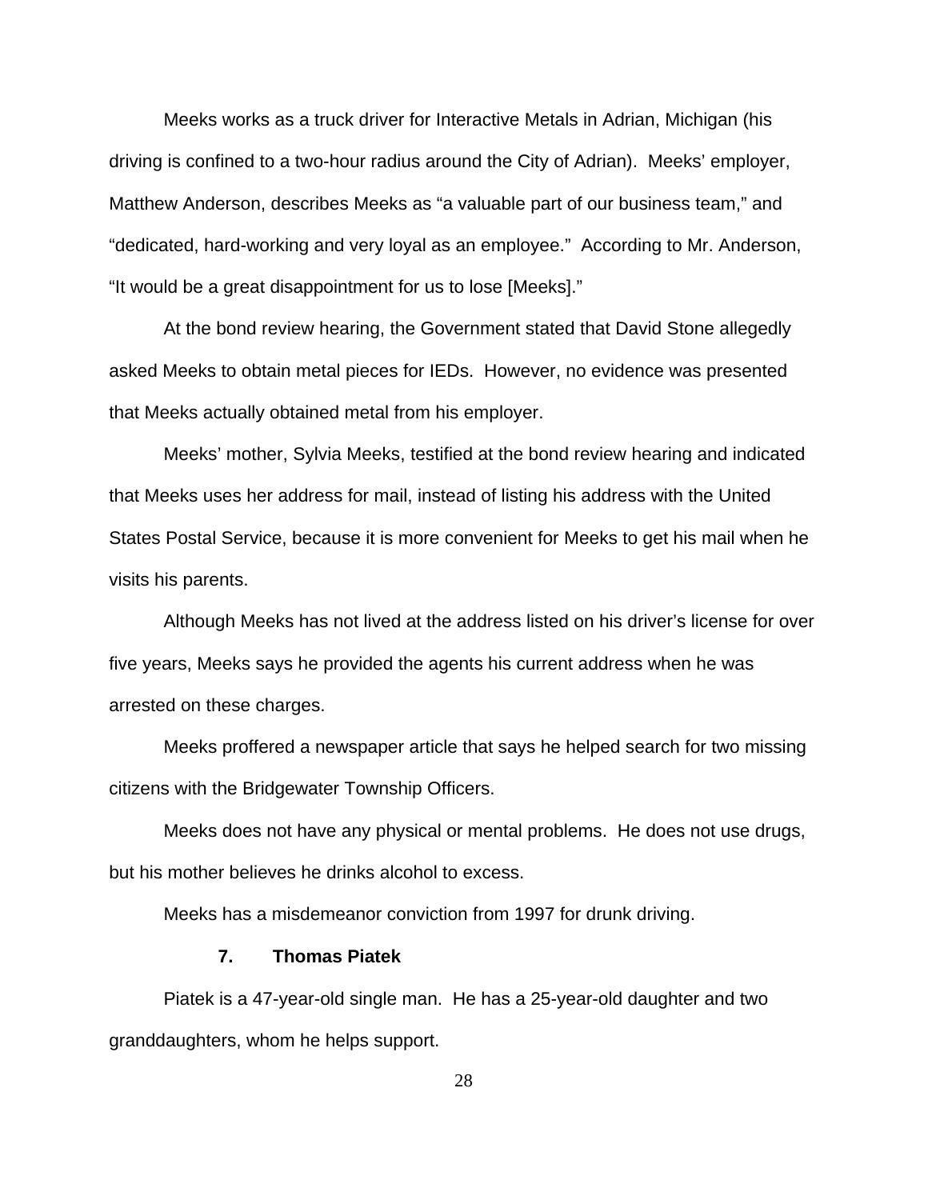Meeks works as a truck driver for Interactive Metals in Adrian, Michigan (his driving is confined to a two-hour radius around the City of Adrian). Meeks' employer, Matthew Anderson, describes Meeks as "a valuable part of our business team," and "dedicated, hard-working and very loyal as an employee." According to Mr. Anderson, "It would be a great disappointment for us to lose [Meeks]."

At the bond review hearing, the Government stated that David Stone allegedly asked Meeks to obtain metal pieces for IEDs. However, no evidence was presented that Meeks actually obtained metal from his employer.

Meeks' mother, Sylvia Meeks, testified at the bond review hearing and indicated that Meeks uses her address for mail, instead of listing his address with the United States Postal Service, because it is more convenient for Meeks to get his mail when he visits his parents.

Although Meeks has not lived at the address listed on his driver's license for over five years, Meeks says he provided the agents his current address when he was arrested on these charges.

Meeks proffered a newspaper article that says he helped search for two missing citizens with the Bridgewater Township Officers.

Meeks does not have any physical or mental problems. He does not use drugs, but his mother believes he drinks alcohol to excess.

Meeks has a misdemeanor conviction from 1997 for drunk driving.

### 7. Thomas Piatek

Piatek is a 47-year-old single man. He has a 25-year-old daughter and two granddaughters, whom he helps support.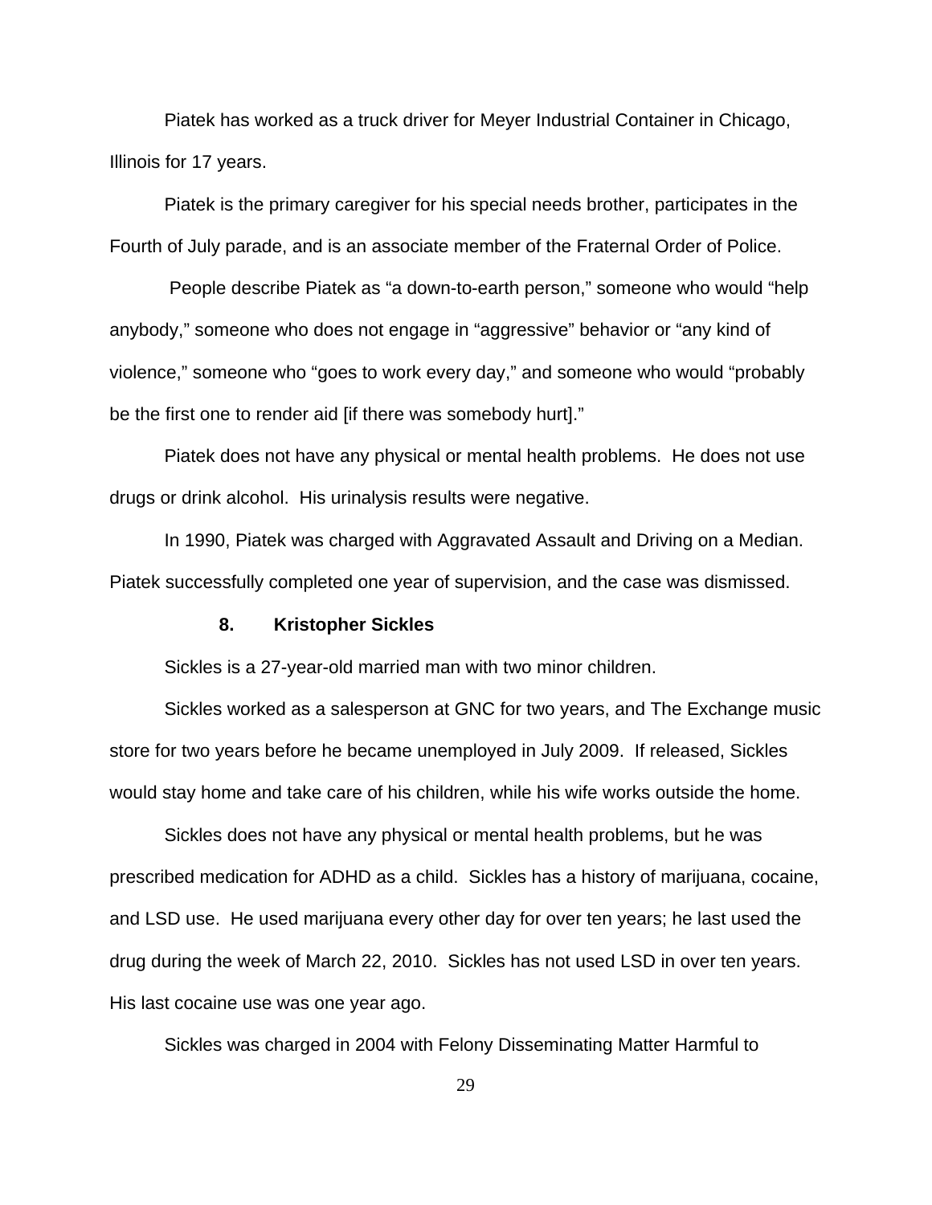Piatek has worked as a truck driver for Meyer Industrial Container in Chicago, Illinois for 17 years.

Piatek is the primary caregiver for his special needs brother, participates in the Fourth of July parade, and is an associate member of the Fraternal Order of Police.

People describe Piatek as "a down-to-earth person," someone who would "help anybody," someone who does not engage in "aggressive" behavior or "any kind of violence," someone who "goes to work every day," and someone who would "probably be the first one to render aid [if there was somebody hurt]."

Piatek does not have any physical or mental health problems. He does not use drugs or drink alcohol. His urinalysis results were negative.

In 1990, Piatek was charged with Aggravated Assault and Driving on a Median. Piatek successfully completed one year of supervision, and the case was dismissed.

### 8. Kristopher Sickles

Sickles is a 27-year-old married man with two minor children.

Sickles worked as a salesperson at GNC for two years, and The Exchange music store for two years before he became unemployed in July 2009. If released, Sickles would stay home and take care of his children, while his wife works outside the home.

Sickles does not have any physical or mental health problems, but he was prescribed medication for ADHD as a child. Sickles has a history of marijuana, cocaine, and LSD use. He used marijuana every other day for over ten years; he last used the drug during the week of March 22, 2010. Sickles has not used LSD in over ten years. His last cocaine use was one year ago.

Sickles was charged in 2004 with Felony Disseminating Matter Harmful to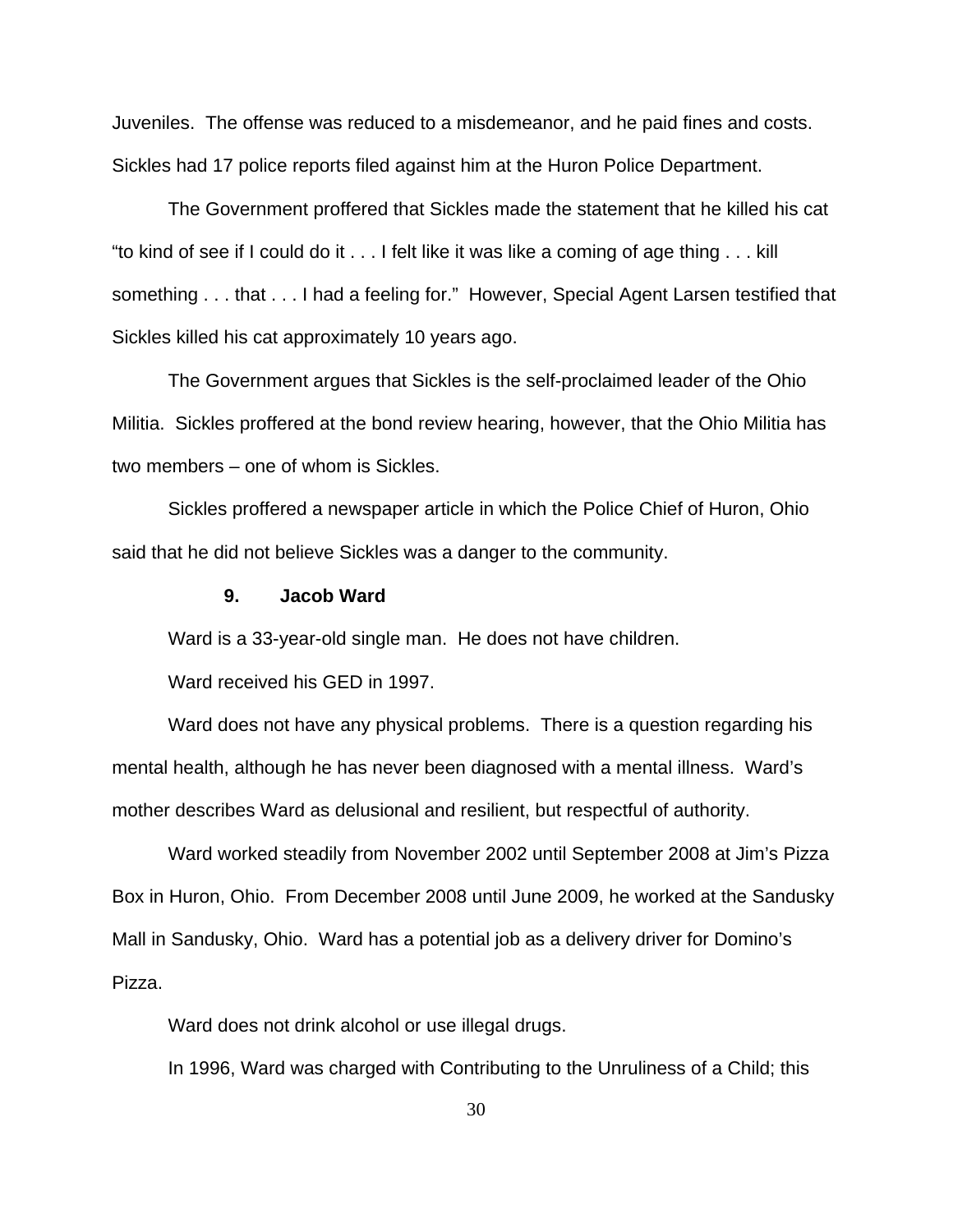Juveniles. The offense was reduced to a misdemeanor, and he paid fines and costs. Sickles had 17 police reports filed against him at the Huron Police Department.

The Government proffered that Sickles made the statement that he killed his cat "to kind of see if I could do it . . . I felt like it was like a coming of age thing . . . kill something . . . that . . . I had a feeling for." However, Special Agent Larsen testified that Sickles killed his cat approximately 10 years ago.

The Government argues that Sickles is the self-proclaimed leader of the Ohio Militia. Sickles proffered at the bond review hearing, however, that the Ohio Militia has two members – one of whom is Sickles.

Sickles proffered a newspaper article in which the Police Chief of Huron, Ohio said that he did not believe Sickles was a danger to the community.

### 9. Jacob Ward

Ward is a 33-year-old single man. He does not have children.

Ward received his GED in 1997.

Ward does not have any physical problems. There is a question regarding his mental health, although he has never been diagnosed with a mental illness. Ward's mother describes Ward as delusional and resilient, but respectful of authority.

Ward worked steadily from November 2002 until September 2008 at Jim's Pizza Box in Huron, Ohio. From December 2008 until June 2009, he worked at the Sandusky Mall in Sandusky, Ohio. Ward has a potential job as a delivery driver for Domino's Pizza.

Ward does not drink alcohol or use illegal drugs.

In 1996, Ward was charged with Contributing to the Unruliness of a Child; this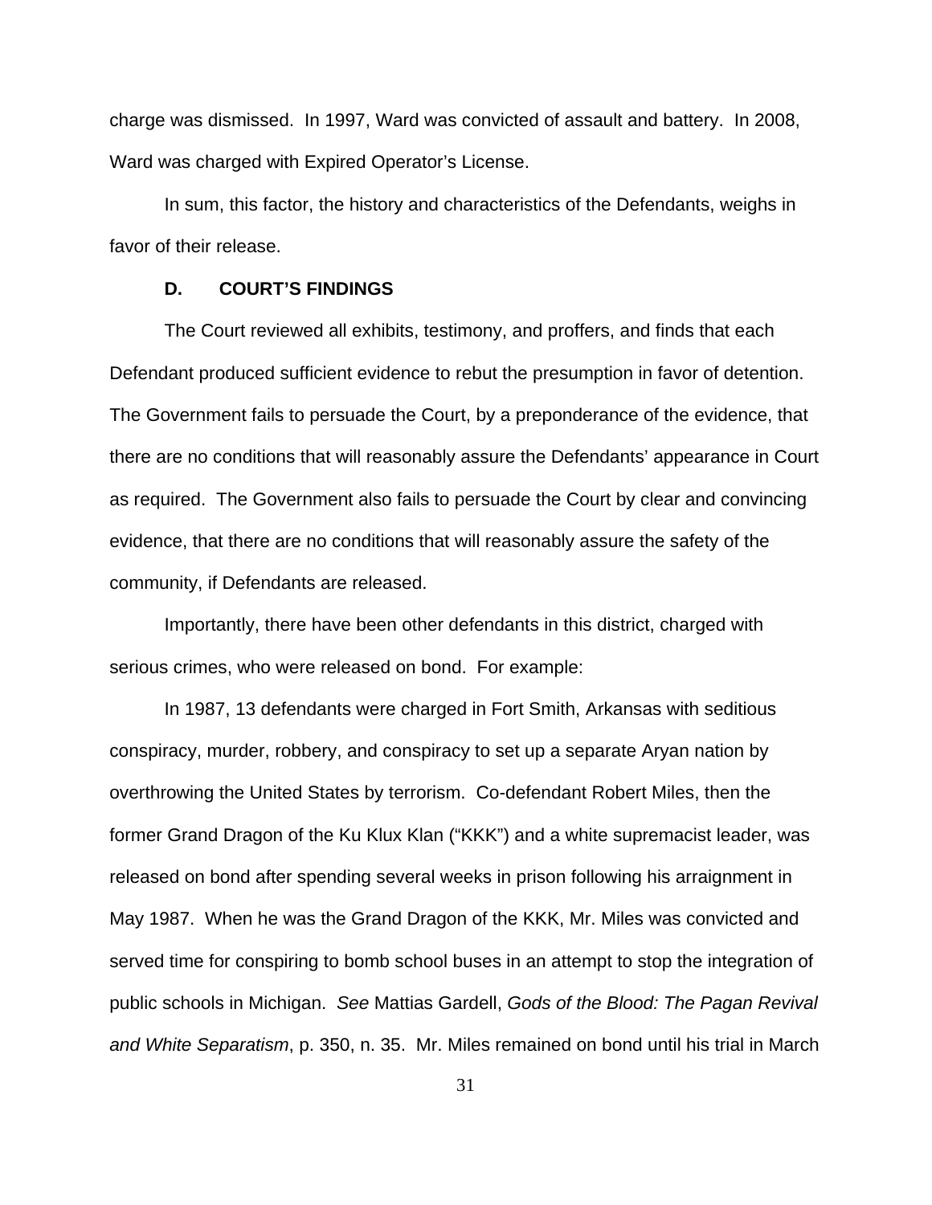charge was dismissed. In 1997, Ward was convicted of assault and battery. In 2008, Ward was charged with Expired Operator's License.

In sum, this factor, the history and characteristics of the Defendants, weighs in favor of their release.

### D. COURT'S FINDINGS

The Court reviewed all exhibits, testimony, and proffers, and finds that each Defendant produced sufficient evidence to rebut the presumption in favor of detention. The Government fails to persuade the Court, by a preponderance of the evidence, that there are no conditions that will reasonably assure the Defendants' appearance in Court as required. The Government also fails to persuade the Court by clear and convincing evidence, that there are no conditions that will reasonably assure the safety of the community, if Defendants are released.

Importantly, there have been other defendants in this district, charged with serious crimes, who were released on bond. For example:

In 1987, 13 defendants were charged in Fort Smith, Arkansas with seditious conspiracy, murder, robbery, and conspiracy to set up a separate Aryan nation by overthrowing the United States by terrorism. Co-defendant Robert Miles, then the former Grand Dragon of the Ku Klux Klan ("KKK") and a white supremacist leader, was released on bond after spending several weeks in prison following his arraignment in May 1987. When he was the Grand Dragon of the KKK, Mr. Miles was convicted and served time for conspiring to bomb school buses in an attempt to stop the integration of public schools in Michigan. *See* Mattias Gardell, *Gods of the Blood: The Pagan Revival and White Separatism*, p. 350, n. 35. Mr. Miles remained on bond until his trial in March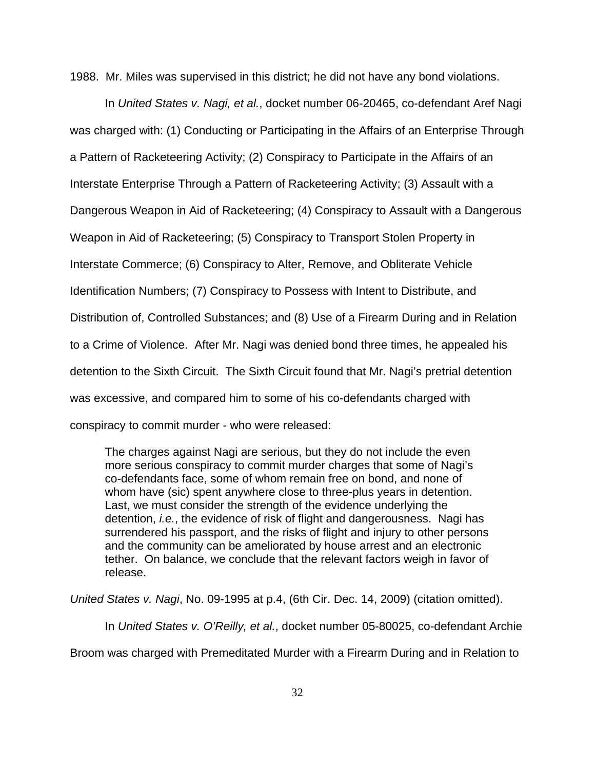1988. Mr. Miles was supervised in this district; he did not have any bond violations.

In *United States v. Nagi, et al.*, docket number 06-20465, co-defendant Aref Nagi was charged with: (1) Conducting or Participating in the Affairs of an Enterprise Through a Pattern of Racketeering Activity; (2) Conspiracy to Participate in the Affairs of an Interstate Enterprise Through a Pattern of Racketeering Activity; (3) Assault with a Dangerous Weapon in Aid of Racketeering; (4) Conspiracy to Assault with a Dangerous Weapon in Aid of Racketeering; (5) Conspiracy to Transport Stolen Property in Interstate Commerce; (6) Conspiracy to Alter, Remove, and Obliterate Vehicle Identification Numbers; (7) Conspiracy to Possess with Intent to Distribute, and Distribution of, Controlled Substances; and (8) Use of a Firearm During and in Relation to a Crime of Violence. After Mr. Nagi was denied bond three times, he appealed his detention to the Sixth Circuit. The Sixth Circuit found that Mr. Nagi's pretrial detention was excessive, and compared him to some of his co-defendants charged with conspiracy to commit murder - who were released:

> The charges against Nagi are serious, but they do not include the even more serious conspiracy to commit murder charges that some of Nagi's co-defendants face, some of whom remain free on bond, and none of whom have (sic) spent anywhere close to three-plus years in detention. Last, we must consider the strength of the evidence underlying the detention, *i.e.*, the evidence of risk of flight and dangerousness. Nagi has surrendered his passport, and the risks of flight and injury to other persons and the community can be ameliorated by house arrest and an electronic tether. On balance, we conclude that the relevant factors weigh in favor of release.

*United States v. Nagi*, No. 09-1995 at p.4, (6th Cir. Dec. 14, 2009) (citation omitted).

In *United States v. O'Reilly, et al.*, docket number 05-80025, co-defendant Archie Broom was charged with Premeditated Murder with a Firearm During and in Relation to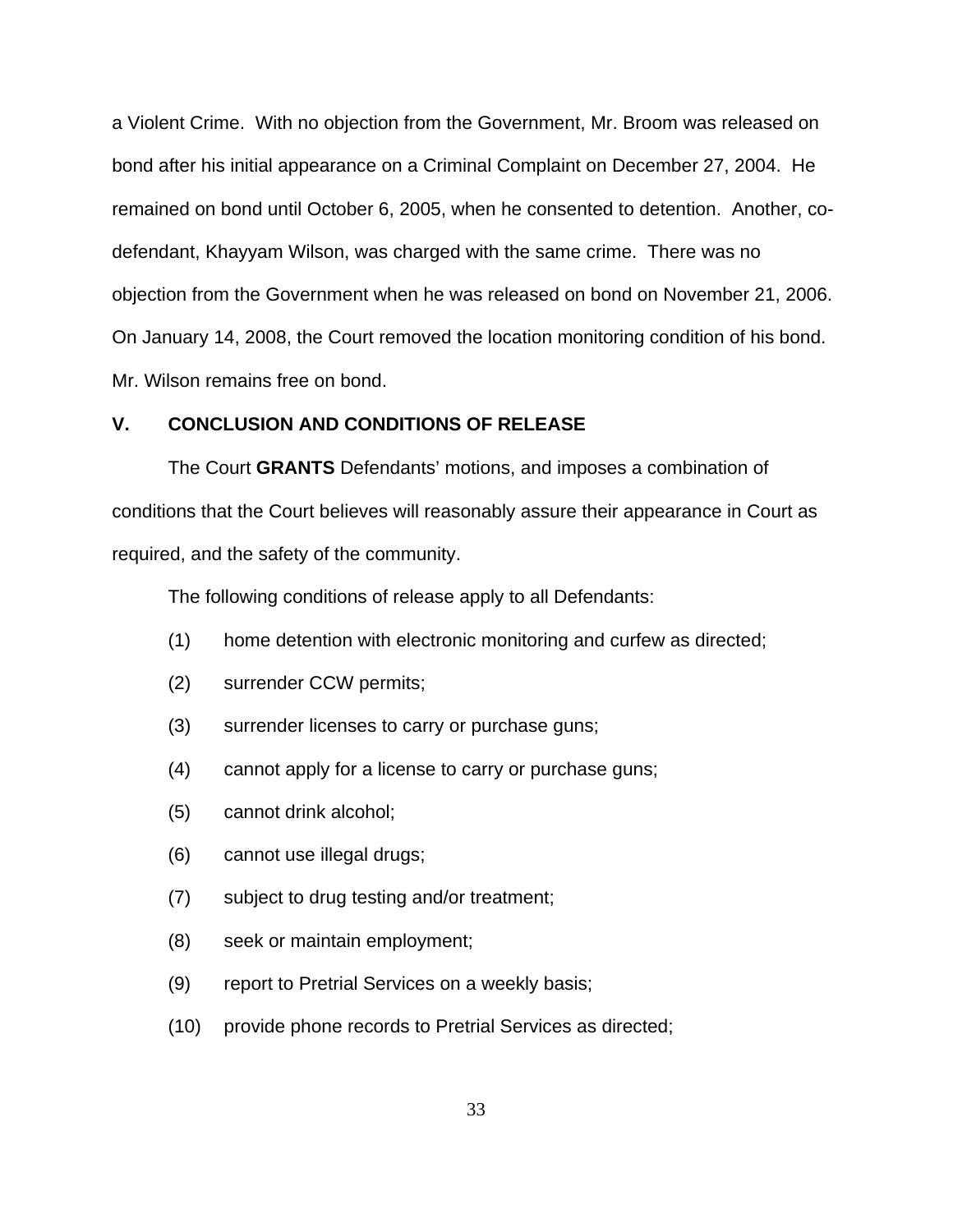a Violent Crime. With no objection from the Government, Mr. Broom was released on bond after his initial appearance on a Criminal Complaint on December 27, 2004. He remained on bond until October 6, 2005, when he consented to detention. Another, co-defendant, Khayyam Wilson, was charged with the same crime. There was no objection from the Government when he was released on bond on November 21, 2006. On January 14, 2008, the Court removed the location monitoring condition of his bond. Mr. Wilson remains free on bond.

## V. CONCLUSION AND CONDITIONS OF RELEASE

The Court **GRANTS** Defendants' motions, and imposes a combination of conditions that the Court believes will reasonably assure their appearance in Court as required, and the safety of the community.

The following conditions of release apply to all Defendants:

(1) home detention with electronic monitoring and curfew as directed;

(2) surrender CCW permits;

(3) surrender licenses to carry or purchase guns;

(4) cannot apply for a license to carry or purchase guns;

(5) cannot drink alcohol;

(6) cannot use illegal drugs;

(7) subject to drug testing and/or treatment;

(8) seek or maintain employment;

(9) report to Pretrial Services on a weekly basis;

(10) provide phone records to Pretrial Services as directed;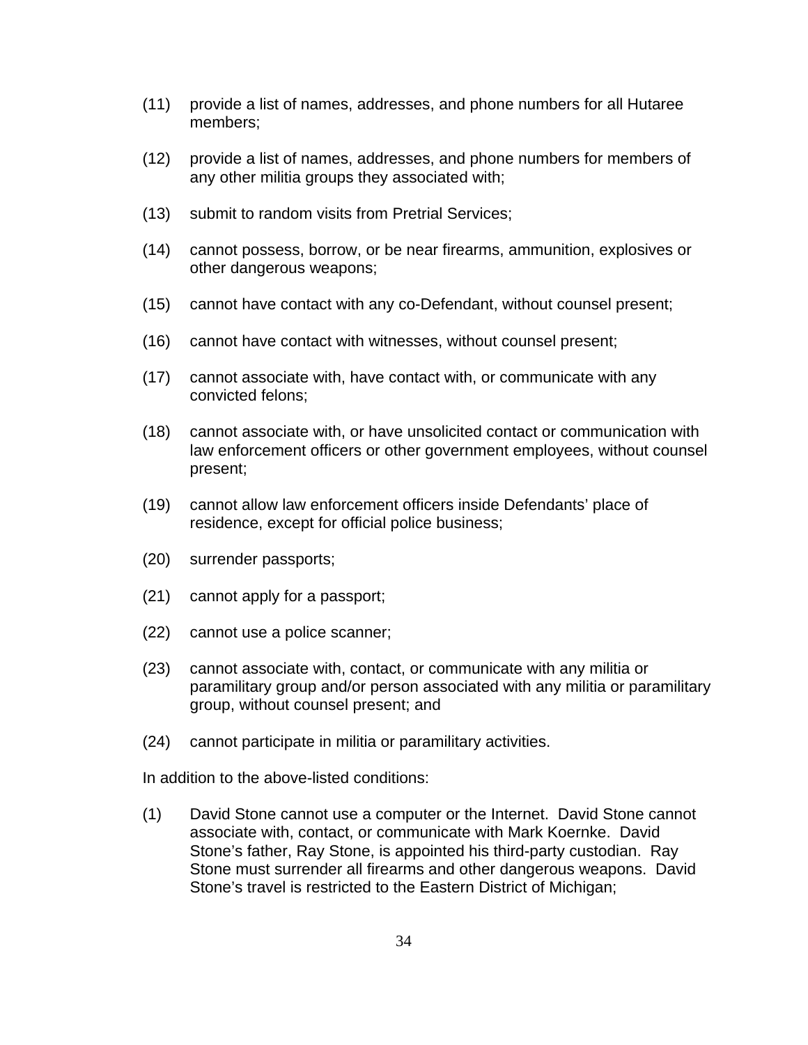(11) provide a list of names, addresses, and phone numbers for all Hutaree members;

(12) provide a list of names, addresses, and phone numbers for members of any other militia groups they associated with;

(13) submit to random visits from Pretrial Services;

(14) cannot possess, borrow, or be near firearms, ammunition, explosives or other dangerous weapons;

(15) cannot have contact with any co-Defendant, without counsel present;

(16) cannot have contact with witnesses, without counsel present;

(17) cannot associate with, have contact with, or communicate with any convicted felons;

(18) cannot associate with, or have unsolicited contact or communication with law enforcement officers or other government employees, without counsel present;

(19) cannot allow law enforcement officers inside Defendants' place of residence, except for official police business;

(20) surrender passports;

(21) cannot apply for a passport;

(22) cannot use a police scanner;

(23) cannot associate with, contact, or communicate with any militia or paramilitary group and/or person associated with any militia or paramilitary group, without counsel present; and

(24) cannot participate in militia or paramilitary activities.

In addition to the above-listed conditions:

(1) David Stone cannot use a computer or the Internet. David Stone cannot associate with, contact, or communicate with Mark Koernke. David Stone's father, Ray Stone, is appointed his third-party custodian. Ray Stone must surrender all firearms and other dangerous weapons. David Stone's travel is restricted to the Eastern District of Michigan;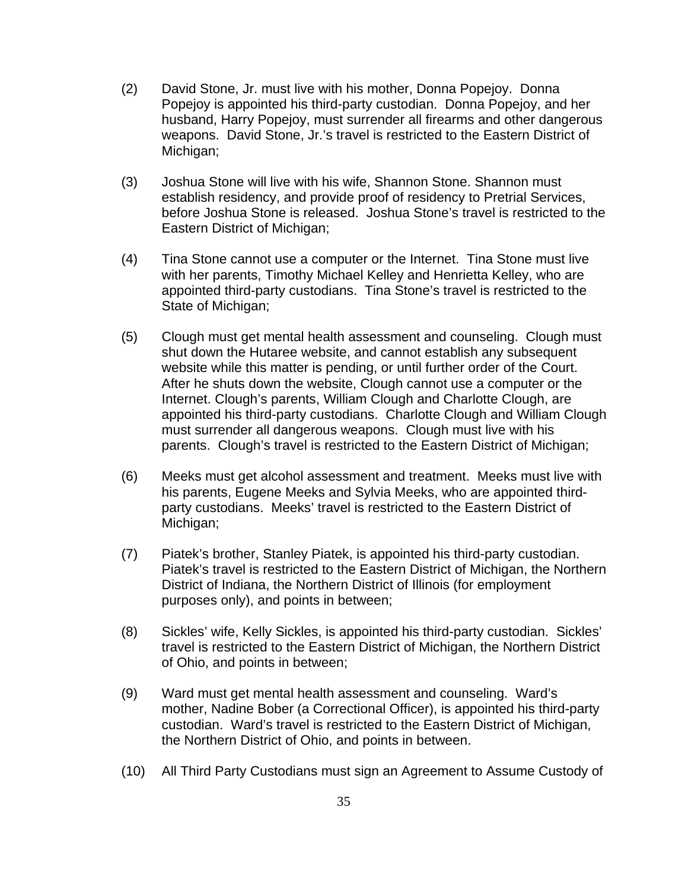(2) David Stone, Jr. must live with his mother, Donna Popejoy. Donna Popejoy is appointed his third-party custodian. Donna Popejoy, and her husband, Harry Popejoy, must surrender all firearms and other dangerous weapons. David Stone, Jr.'s travel is restricted to the Eastern District of Michigan;

(3) Joshua Stone will live with his wife, Shannon Stone. Shannon must establish residency, and provide proof of residency to Pretrial Services, before Joshua Stone is released. Joshua Stone's travel is restricted to the Eastern District of Michigan;

(4) Tina Stone cannot use a computer or the Internet. Tina Stone must live with her parents, Timothy Michael Kelley and Henrietta Kelley, who are appointed third-party custodians. Tina Stone's travel is restricted to the State of Michigan;

(5) Clough must get mental health assessment and counseling. Clough must shut down the Hutaree website, and cannot establish any subsequent website while this matter is pending, or until further order of the Court. After he shuts down the website, Clough cannot use a computer or the Internet. Clough's parents, William Clough and Charlotte Clough, are appointed his third-party custodians. Charlotte Clough and William Clough must surrender all dangerous weapons. Clough must live with his parents. Clough's travel is restricted to the Eastern District of Michigan;

(6) Meeks must get alcohol assessment and treatment. Meeks must live with his parents, Eugene Meeks and Sylvia Meeks, who are appointed third-party custodians. Meeks' travel is restricted to the Eastern District of Michigan;

(7) Piatek's brother, Stanley Piatek, is appointed his third-party custodian. Piatek's travel is restricted to the Eastern District of Michigan, the Northern District of Indiana, the Northern District of Illinois (for employment purposes only), and points in between;

(8) Sickles' wife, Kelly Sickles, is appointed his third-party custodian. Sickles' travel is restricted to the Eastern District of Michigan, the Northern District of Ohio, and points in between;

(9) Ward must get mental health assessment and counseling. Ward's mother, Nadine Bober (a Correctional Officer), is appointed his third-party custodian. Ward's travel is restricted to the Eastern District of Michigan, the Northern District of Ohio, and points in between.

(10) All Third Party Custodians must sign an Agreement to Assume Custody of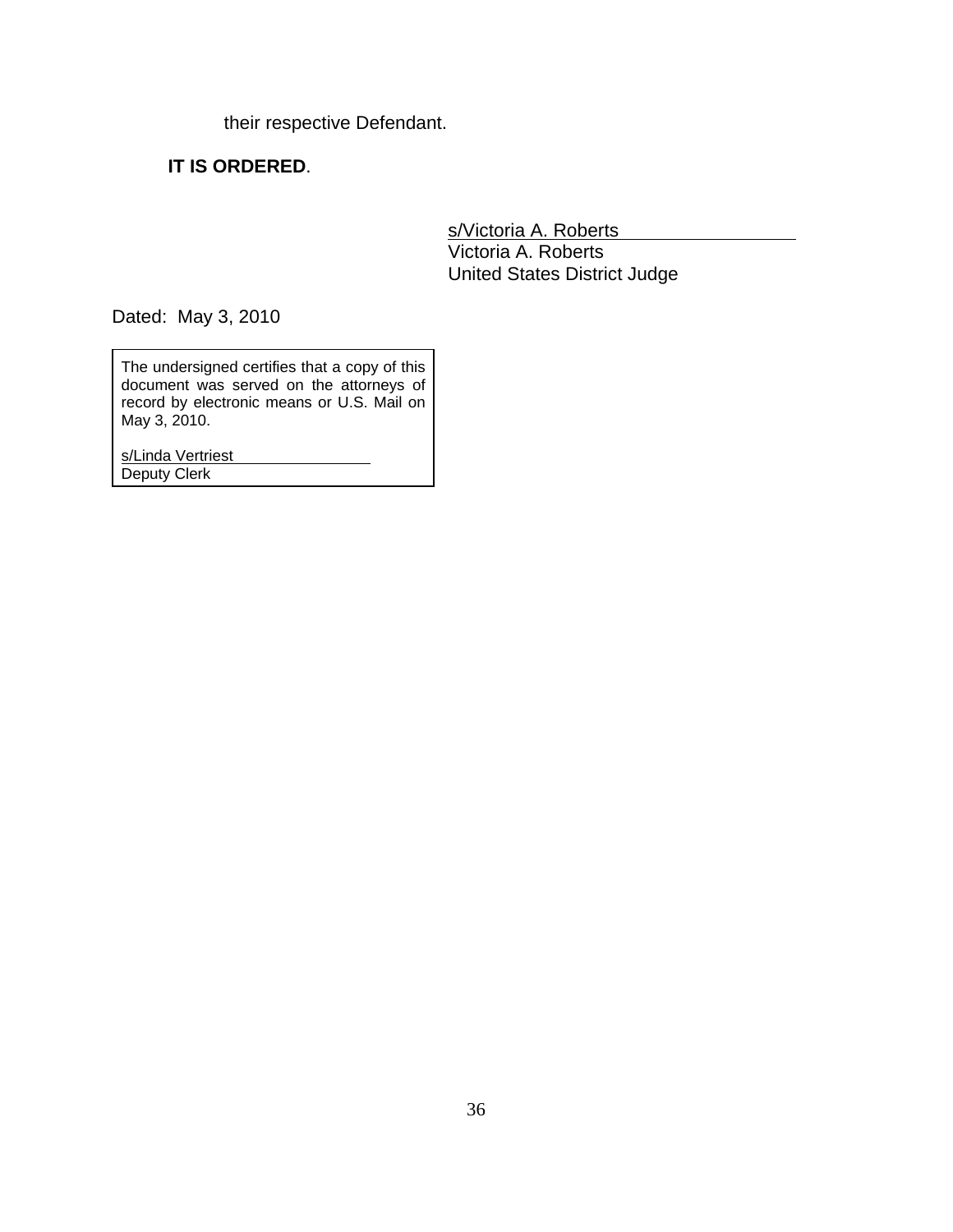their respective Defendant.

**IT IS ORDERED**.

s/Victoria A. Roberts
Victoria A. Roberts
United States District Judge

Dated: May 3, 2010

The undersigned certifies that a copy of this document was served on the attorneys of record by electronic means or U.S. Mail on May 3, 2010.

s/Linda Vertriest
Deputy Clerk